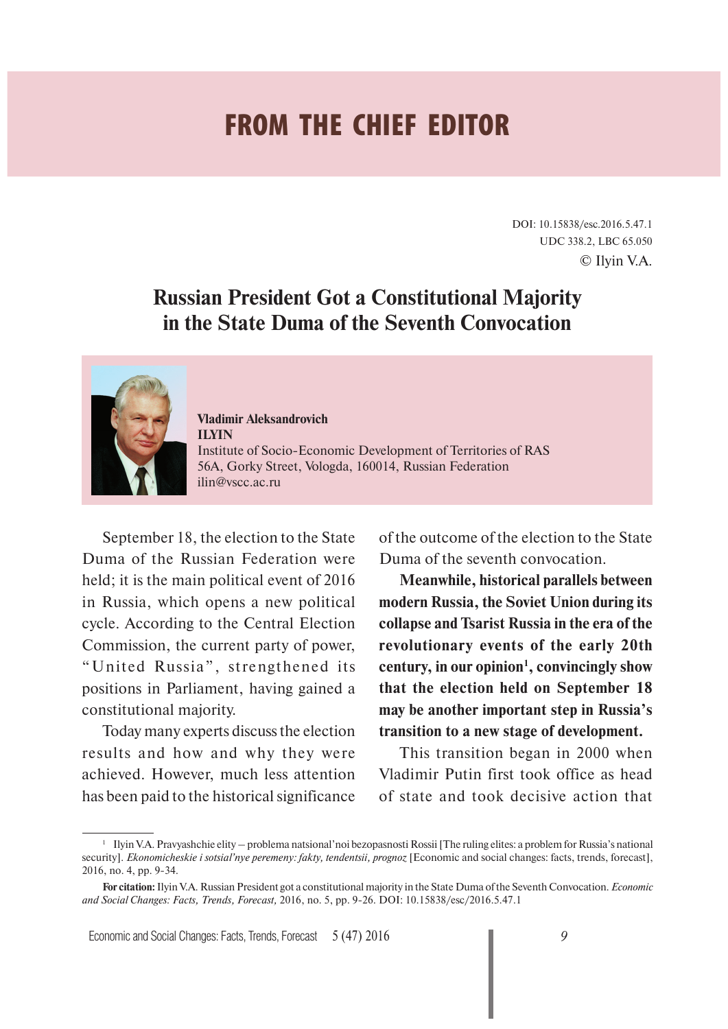# FROM THE CHIEF EDITOR

DOI: 10.15838/esc.2016.5.47.1
UDC 338.2, LBC 65.050
© Ilyin V.A.

## Russian President Got a Constitutional Majority in the State Duma of the Seventh Convocation

**Vladimir Aleksandrovich ILYIN**
Institute of Socio-Economic Development of Territories of RAS
56A, Gorky Street, Vologda, 160014, Russian Federation
ilin@vscc.ac.ru

September 18, the election to the State Duma of the Russian Federation were held; it is the main political event of 2016 in Russia, which opens a new political cycle. According to the Central Election Commission, the current party of power, "United Russia", strengthened its positions in Parliament, having gained a constitutional majority.

Today many experts discuss the election results and how and why they were achieved. However, much less attention has been paid to the historical significance of the outcome of the election to the State Duma of the seventh convocation.

**Meanwhile, historical parallels between modern Russia, the Soviet Union during its collapse and Tsarist Russia in the era of the revolutionary events of the early 20th century, in our opinion[1], convincingly show that the election held on September 18 may be another important step in Russia's transition to a new stage of development.**

This transition began in 2000 when Vladimir Putin first took office as head of state and took decisive action that

---

[1] Ilyin V.A. Pravyashchie elity – problema natsional'noi bezopasnosti Rossii [The ruling elites: a problem for Russia's national security]. *Ekonomicheskie i sotsial'nye peremeny: fakty, tendentsii, prognoz* [Economic and social changes: facts, trends, forecast], 2016, no. 4, pp. 9-34.

**For citation:** Ilyin V.A. Russian President got a constitutional majority in the State Duma of the Seventh Convocation. *Economic and Social Changes: Facts, Trends, Forecast,* 2016, no. 5, pp. 9-26. DOI: 10.15838/esc/2016.5.47.1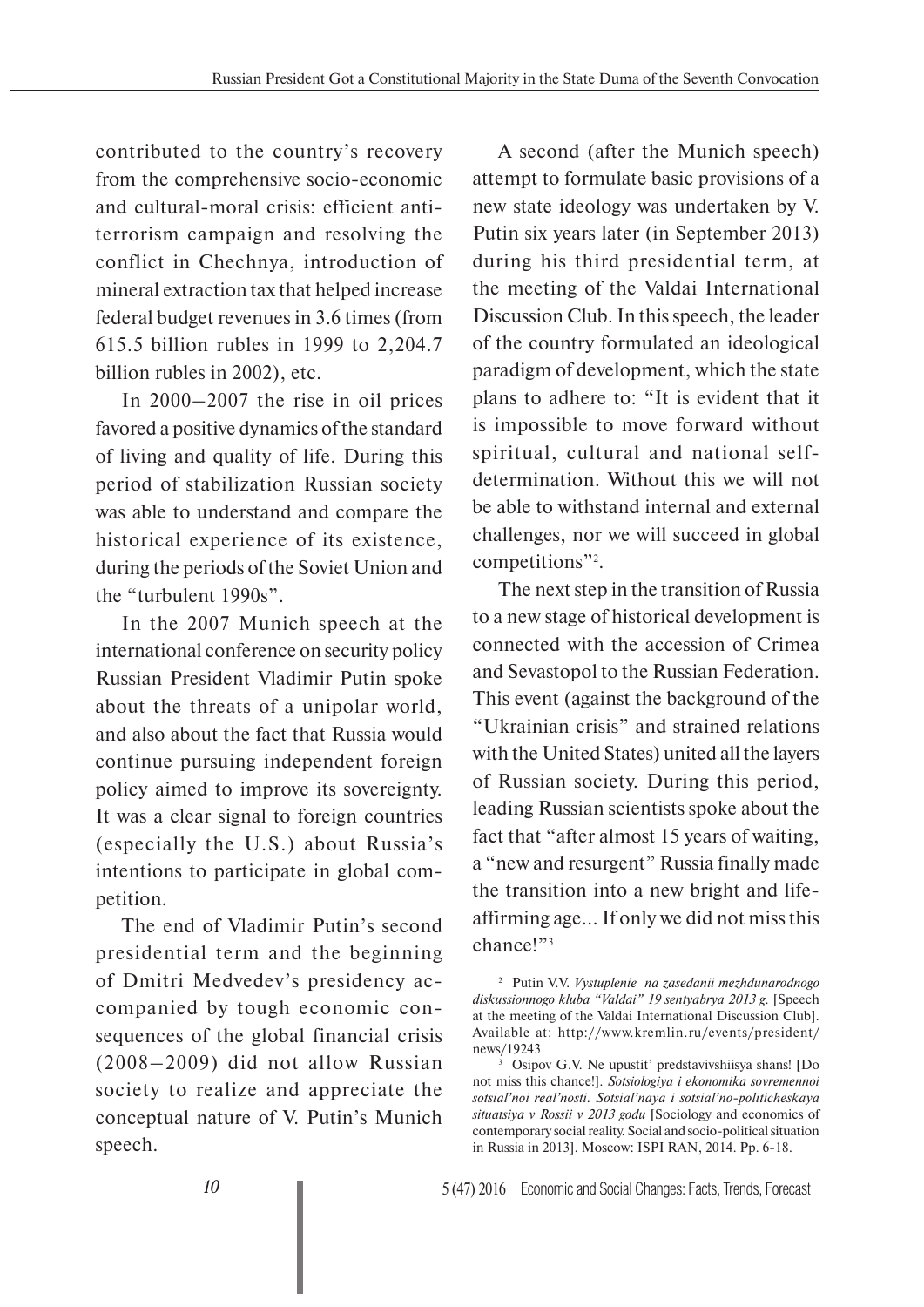contributed to the country's recovery from the comprehensive socio-economic and cultural-moral crisis: efficient anti-terrorism campaign and resolving the conflict in Chechnya, introduction of mineral extraction tax that helped increase federal budget revenues in 3.6 times (from 615.5 billion rubles in 1999 to 2,204.7 billion rubles in 2002), etc.

In 2000–2007 the rise in oil prices favored a positive dynamics of the standard of living and quality of life. During this period of stabilization Russian society was able to understand and compare the historical experience of its existence, during the periods of the Soviet Union and the "turbulent 1990s".

In the 2007 Munich speech at the international conference on security policy Russian President Vladimir Putin spoke about the threats of a unipolar world, and also about the fact that Russia would continue pursuing independent foreign policy aimed to improve its sovereignty. It was a clear signal to foreign countries (especially the U.S.) about Russia's intentions to participate in global competition.

The end of Vladimir Putin's second presidential term and the beginning of Dmitri Medvedev's presidency accompanied by tough economic consequences of the global financial crisis (2008–2009) did not allow Russian society to realize and appreciate the conceptual nature of V. Putin's Munich speech.

A second (after the Munich speech) attempt to formulate basic provisions of a new state ideology was undertaken by V. Putin six years later (in September 2013) during his third presidential term, at the meeting of the Valdai International Discussion Club. In this speech, the leader of the country formulated an ideological paradigm of development, which the state plans to adhere to: "It is evident that it is impossible to move forward without spiritual, cultural and national self-determination. Without this we will not be able to withstand internal and external challenges, nor we will succeed in global competitions"[2].

The next step in the transition of Russia to a new stage of historical development is connected with the accession of Crimea and Sevastopol to the Russian Federation. This event (against the background of the "Ukrainian crisis" and strained relations with the United States) united all the layers of Russian society. During this period, leading Russian scientists spoke about the fact that "after almost 15 years of waiting, a "new and resurgent" Russia finally made the transition into a new bright and life-affirming age... If only we did not miss this chance!"[3]

---

[2] Putin V.V. *Vystuplenie na zasedanii mezhdunarodnogo diskussionnogo kluba "Valdai" 19 sentyabrya 2013 g.* [Speech at the meeting of the Valdai International Discussion Club]. Available at: http://www.kremlin.ru/events/president/news/19243

[3] Osipov G.V. Ne upustit' predstavivshiisya shans! [Do not miss this chance!]. *Sotsiologiya i ekonomika sovremennoi sotsial'noi real'nosti. Sotsial'naya i sotsial'no-politicheskaya situatsiya v Rossii v 2013 godu* [Sociology and economics of contemporary social reality. Social and socio-political situation in Russia in 2013]. Moscow: ISPI RAN, 2014. Pp. 6-18.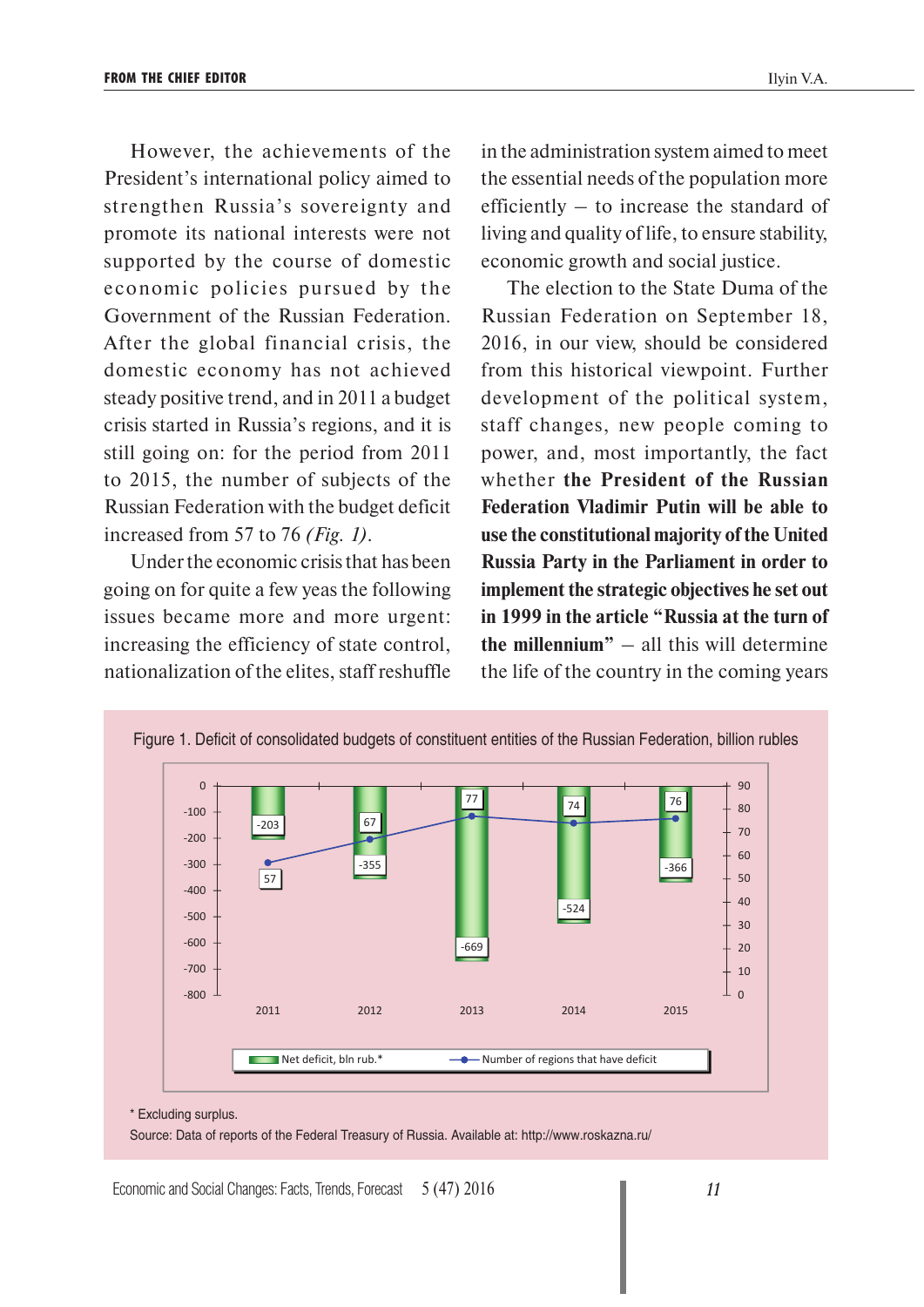However, the achievements of the President's international policy aimed to strengthen Russia's sovereignty and promote its national interests were not supported by the course of domestic economic policies pursued by the Government of the Russian Federation. After the global financial crisis, the domestic economy has not achieved steady positive trend, and in 2011 a budget crisis started in Russia's regions, and it is still going on: for the period from 2011 to 2015, the number of subjects of the Russian Federation with the budget deficit increased from 57 to 76 *(Fig. 1)*.

Under the economic crisis that has been going on for quite a few yeas the following issues became more and more urgent: increasing the efficiency of state control, nationalization of the elites, staff reshuffle in the administration system aimed to meet the essential needs of the population more efficiently – to increase the standard of living and quality of life, to ensure stability, economic growth and social justice.

The election to the State Duma of the Russian Federation on September 18, 2016, in our view, should be considered from this historical viewpoint. Further development of the political system, staff changes, new people coming to power, and, most importantly, the fact whether **the President of the Russian Federation Vladimir Putin will be able to use the constitutional majority of the United Russia Party in the Parliament in order to implement the strategic objectives he set out in 1999 in the article "Russia at the turn of the millennium"** – all this will determine the life of the country in the coming years

Figure 1. Deficit of consolidated budgets of constituent entities of the Russian Federation, billion rubles

| Year | Net deficit, bln rub.* | Number of regions that have deficit |
|---|---|---|
| 2011 | -203 | 57 |
| 2012 | -355 | 67 |
| 2013 | -669 | 77 |
| 2014 | -524 | 74 |
| 2015 | -366 | 76 |

\* Excluding surplus.

Source: Data of reports of the Federal Treasury of Russia. Available at: http://www.roskazna.ru/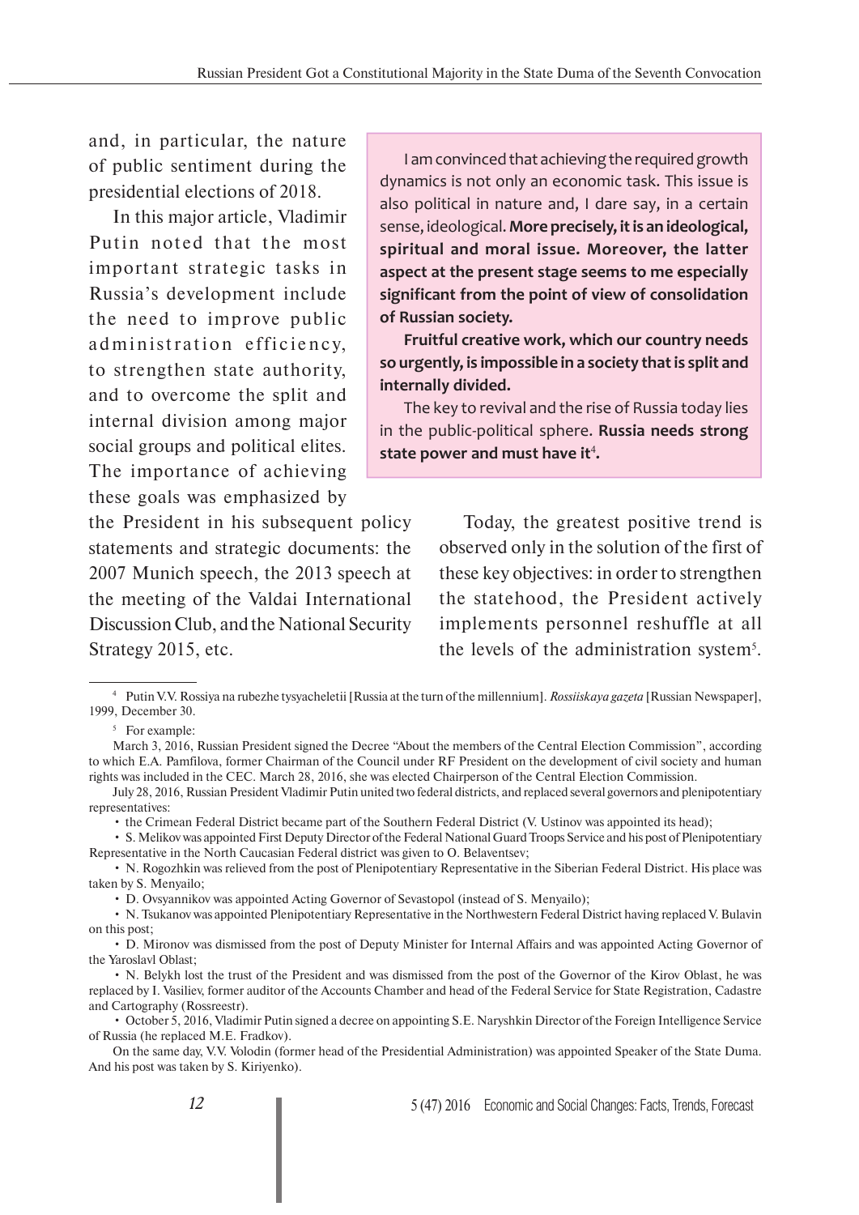and, in particular, the nature of public sentiment during the presidential elections of 2018.

In this major article, Vladimir Putin noted that the most important strategic tasks in Russia's development include the need to improve public administration efficiency, to strengthen state authority, and to overcome the split and internal division among major social groups and political elites. The importance of achieving these goals was emphasized by the President in his subsequent policy statements and strategic documents: the 2007 Munich speech, the 2013 speech at the meeting of the Valdai International Discussion Club, and the National Security Strategy 2015, etc.

> I am convinced that achieving the required growth dynamics is not only an economic task. This issue is also political in nature and, I dare say, in a certain sense, ideological. **More precisely, it is an ideological, spiritual and moral issue. Moreover, the latter aspect at the present stage seems to me especially significant from the point of view of consolidation of Russian society.**
>
> **Fruitful creative work, which our country needs so urgently, is impossible in a society that is split and internally divided.**
>
> The key to revival and the rise of Russia today lies in the public-political sphere. **Russia needs strong state power and must have it**[4].

Today, the greatest positive trend is observed only in the solution of the first of these key objectives: in order to strengthen the statehood, the President actively implements personnel reshuffle at all the levels of the administration system[5].

---

[4] Putin V.V. Rossiya na rubezhe tysyacheletii [Russia at the turn of the millennium]. *Rossiiskaya gazeta* [Russian Newspaper], 1999, December 30.

[5] For example:

March 3, 2016, Russian President signed the Decree "About the members of the Central Election Commission", according to which E.A. Pamfilova, former Chairman of the Council under RF President on the development of civil society and human rights was included in the CEC. March 28, 2016, she was elected Chairperson of the Central Election Commission.

July 28, 2016, Russian President Vladimir Putin united two federal districts, and replaced several governors and plenipotentiary representatives:

- the Crimean Federal District became part of the Southern Federal District (V. Ustinov was appointed its head);
- S. Melikov was appointed First Deputy Director of the Federal National Guard Troops Service and his post of Plenipotentiary Representative in the North Caucasian Federal district was given to O. Belaventsev;
- N. Rogozhkin was relieved from the post of Plenipotentiary Representative in the Siberian Federal District. His place was taken by S. Menyailo;
- D. Ovsyannikov was appointed Acting Governor of Sevastopol (instead of S. Menyailo);
- N. Tsukanov was appointed Plenipotentiary Representative in the Northwestern Federal District having replaced V. Bulavin on this post;
- D. Mironov was dismissed from the post of Deputy Minister for Internal Affairs and was appointed Acting Governor of the Yaroslavl Oblast;
- N. Belykh lost the trust of the President and was dismissed from the post of the Governor of the Kirov Oblast, he was replaced by I. Vasiliev, former auditor of the Accounts Chamber and head of the Federal Service for State Registration, Cadastre and Cartography (Rossreestr).
- October 5, 2016, Vladimir Putin signed a decree on appointing S.E. Naryshkin Director of the Foreign Intelligence Service of Russia (he replaced M.E. Fradkov).

On the same day, V.V. Volodin (former head of the Presidential Administration) was appointed Speaker of the State Duma. And his post was taken by S. Kiriyenko).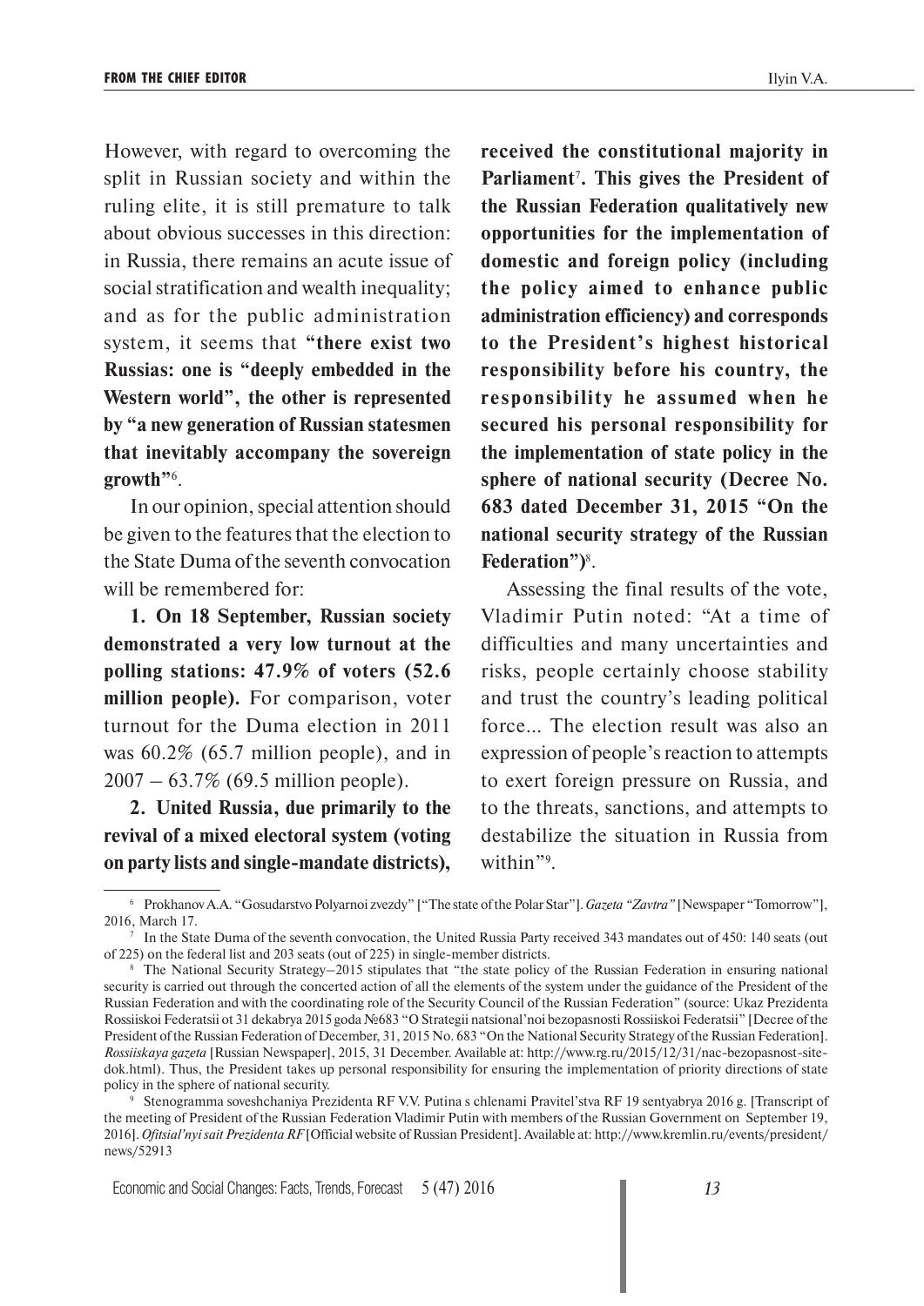However, with regard to overcoming the split in Russian society and within the ruling elite, it is still premature to talk about obvious successes in this direction: in Russia, there remains an acute issue of social stratification and wealth inequality; and as for the public administration system, it seems that **"there exist two Russias: one is "deeply embedded in the Western world", the other is represented by "a new generation of Russian statesmen that inevitably accompany the sovereign growth"**[6].

In our opinion, special attention should be given to the features that the election to the State Duma of the seventh convocation will be remembered for:

**1. On 18 September, Russian society demonstrated a very low turnout at the polling stations: 47.9% of voters (52.6 million people).** For comparison, voter turnout for the Duma election in 2011 was 60.2% (65.7 million people), and in 2007 – 63.7% (69.5 million people).

**2. United Russia, due primarily to the revival of a mixed electoral system (voting on party lists and single-mandate districts), received the constitutional majority in Parliament**[7]**. This gives the President of the Russian Federation qualitatively new opportunities for the implementation of domestic and foreign policy (including the policy aimed to enhance public administration efficiency) and corresponds to the President's highest historical responsibility before his country, the responsibility he assumed when he secured his personal responsibility for the implementation of state policy in the sphere of national security (Decree No. 683 dated December 31, 2015 "On the national security strategy of the Russian Federation")**[8].

Assessing the final results of the vote, Vladimir Putin noted: "At a time of difficulties and many uncertainties and risks, people certainly choose stability and trust the country's leading political force... The election result was also an expression of people's reaction to attempts to exert foreign pressure on Russia, and to the threats, sanctions, and attempts to destabilize the situation in Russia from within"[9].

---

[6] Prokhanov A.A. "Gosudarstvo Polyarnoi zvezdy" ["The state of the Polar Star"]. *Gazeta "Zavtra"* [Newspaper "Tomorrow"], 2016, March 17.

[7] In the State Duma of the seventh convocation, the United Russia Party received 343 mandates out of 450: 140 seats (out of 225) on the federal list and 203 seats (out of 225) in single-member districts.

[8] The National Security Strategy–2015 stipulates that "the state policy of the Russian Federation in ensuring national security is carried out through the concerted action of all the elements of the system under the guidance of the President of the Russian Federation and with the coordinating role of the Security Council of the Russian Federation" (source: Ukaz Prezidenta Rossiiskoi Federatsii ot 31 dekabrya 2015 goda №683 "O Strategii natsional'noi bezopasnosti Rossiiskoi Federatsii" [Decree of the President of the Russian Federation of December, 31, 2015 No. 683 "On the National Security Strategy of the Russian Federation]. *Rossiiskaya gazeta* [Russian Newspaper], 2015, 31 December. Available at: http://www.rg.ru/2015/12/31/nac-bezopasnost-site-dok.html). Thus, the President takes up personal responsibility for ensuring the implementation of priority directions of state policy in the sphere of national security.

[9] Stenogramma soveshchaniya Prezidenta RF V.V. Putina s chlenami Pravitel'stva RF 19 sentyabrya 2016 g. [Transcript of the meeting of President of the Russian Federation Vladimir Putin with members of the Russian Government on September 19, 2016]. *Ofitsial'nyi sait Prezidenta RF* [Official website of Russian President]. Available at: http://www.kremlin.ru/events/president/news/52913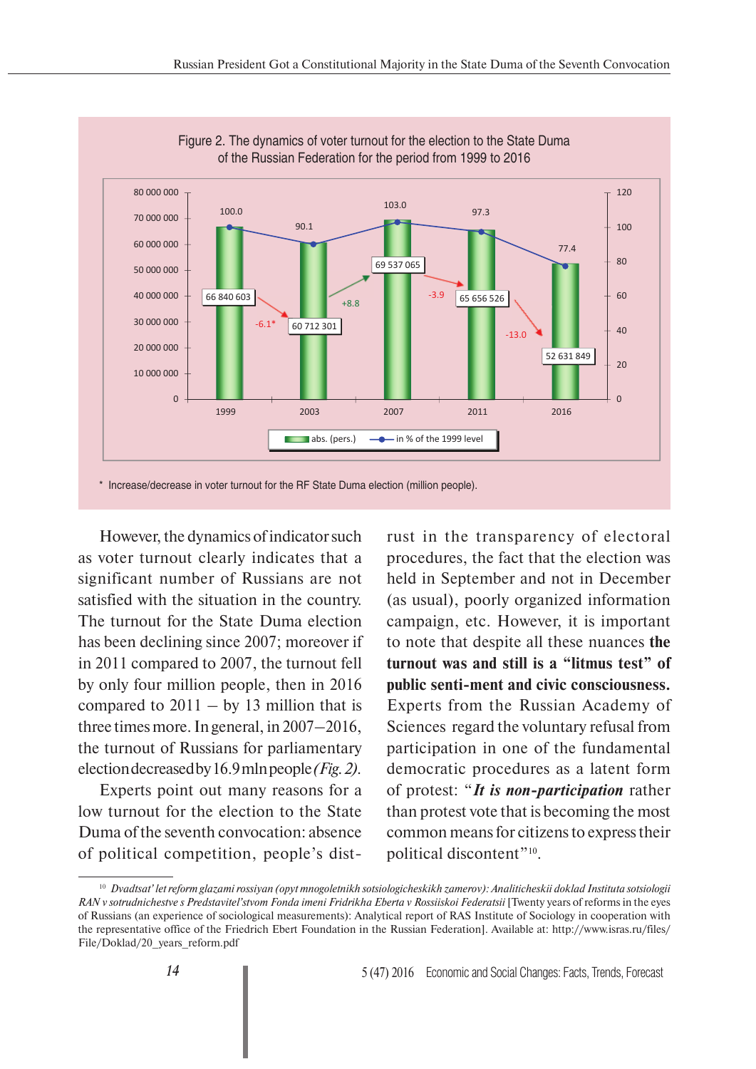Figure 2. The dynamics of voter turnout for the election to the State Duma of the Russian Federation for the period from 1999 to 2016

| Year | abs. (pers.) | in % of the 1999 level | Increase/decrease* |
|---|---|---|---|
| 1999 | 66 840 603 | 100.0 | |
| 2003 | 60 712 301 | 90.1 | -6.1 |
| 2007 | 69 537 065 | 103.0 | +8.8 |
| 2011 | 65 656 526 | 97.3 | -3.9 |
| 2016 | 52 631 849 | 77.4 | -13.0 |

\* Increase/decrease in voter turnout for the RF State Duma election (million people).

However, the dynamics of indicator such as voter turnout clearly indicates that a significant number of Russians are not satisfied with the situation in the country. The turnout for the State Duma election has been declining since 2007; moreover if in 2011 compared to 2007, the turnout fell by only four million people, then in 2016 compared to 2011 – by 13 million that is three times more. In general, in 2007–2016, the turnout of Russians for parliamentary election decreased by 16.9 mln people *(Fig. 2)*.

Experts point out many reasons for a low turnout for the election to the State Duma of the seventh convocation: absence of political competition, people's distrust in the transparency of electoral procedures, the fact that the election was held in September and not in December (as usual), poorly organized information campaign, etc. However, it is important to note that despite all these nuances **the turnout was and still is a "litmus test" of public senti-ment and civic consciousness.** Experts from the Russian Academy of Sciences regard the voluntary refusal from participation in one of the fundamental democratic procedures as a latent form of protest: "***It is non-participation*** rather than protest vote that is becoming the most common means for citizens to express their political discontent"[10].

[10] *Dvadtsat' let reform glazami rossiyan (opyt mnogoletnikh sotsiologicheskikh zamerov): Analiticheskii doklad Instituta sotsiologii RAN v sotrudnichestve s Predstavitel'stvom Fonda imeni Fridrikha Eberta v Rossiiskoi Federatsii* [Twenty years of reforms in the eyes of Russians (an experience of sociological measurements): Analytical report of RAS Institute of Sociology in cooperation with the representative office of the Friedrich Ebert Foundation in the Russian Federation]. Available at: http://www.isras.ru/files/File/Doklad/20_years_reform.pdf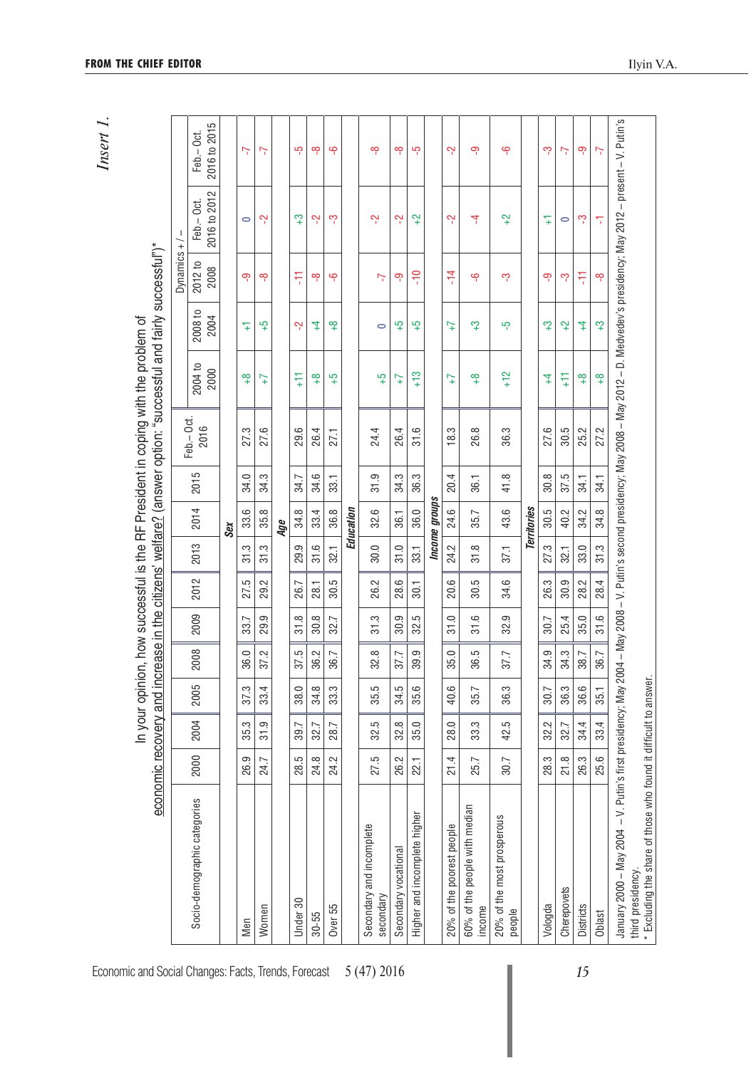*Insert 1.*

In your opinion, how successful is the RF President in coping with the problem of economic recovery and increase in the citizens' welfare? (answer option: "successful and fairly successful")*

| Socio-demographic categories | 2000 | 2004 | 2005 | 2008 | 2009 | 2012 | 2013 | 2014 | 2015 | Feb.– Oct. 2016 | Dynamics + / – | | | | | |
|---|---|---|---|---|---|---|---|---|---|---|---|---|---|---|---|---|
| | | | | | | | | | | | 2004 to 2000 | 2008 to 2004 | 2012 to 2008 | Feb.– Oct. 2016 to 2012 | Feb.– Oct. 2016 to 2015 |
| ***Sex*** | | | | | | | | | | | | | | | |
| Men | 26.9 | 35.3 | 37.3 | 36.0 | 33.7 | 27.5 | 31.3 | 33.6 | 34.0 | 27.3 | +8 | +1 | -9 | 0 | -7 |
| Women | 24.7 | 31.9 | 33.4 | 37.2 | 29.9 | 29.2 | 31.3 | 35.8 | 34.3 | 27.6 | +7 | +5 | -8 | -2 | -7 |
| ***Age*** | | | | | | | | | | | | | | | |
| Under 30 | 28.5 | 39.7 | 38.0 | 37.5 | 31.8 | 26.7 | 29.9 | 34.8 | 34.7 | 29.6 | +11 | -2 | -11 | +3 | -5 |
| 30-55 | 24.8 | 32.7 | 34.8 | 36.2 | 30.8 | 28.1 | 31.6 | 33.4 | 34.6 | 26.4 | +8 | +4 | -8 | -2 | -8 |
| Over 55 | 24.2 | 28.7 | 33.3 | 36.7 | 32.7 | 30.5 | 32.1 | 36.8 | 33.1 | 27.1 | +5 | +8 | -6 | -3 | -6 |
| ***Education*** | | | | | | | | | | | | | | | |
| Secondary and incomplete secondary | 27.5 | 32.5 | 35.5 | 32.8 | 31.3 | 26.2 | 30.0 | 32.6 | 31.9 | 24.4 | +5 | 0 | -7 | -2 | -8 |
| Secondary vocational | 26.2 | 32.8 | 34.5 | 37.7 | 30.9 | 28.6 | 31.0 | 36.1 | 34.3 | 26.4 | +7 | +5 | -9 | -2 | -8 |
| Higher and incomplete higher | 22.1 | 35.0 | 35.6 | 39.9 | 32.5 | 30.1 | 33.1 | 36.0 | 36.3 | 31.6 | +13 | +5 | -10 | +2 | -5 |
| ***Income groups*** | | | | | | | | | | | | | | | |
| 20% of the poorest people | 21.4 | 28.0 | 40.6 | 35.0 | 31.0 | 20.6 | 24.2 | 24.6 | 20.4 | 18.3 | +7 | +7 | -14 | -2 | -2 |
| 60% of the people with median income | 25.7 | 33.3 | 35.7 | 36.5 | 31.6 | 30.5 | 31.8 | 35.7 | 36.1 | 26.8 | +8 | +3 | -6 | -4 | -9 |
| 20% of the most prosperous people | 30.7 | 42.5 | 36.3 | 37.7 | 32.9 | 34.6 | 37.1 | 43.6 | 41.8 | 36.3 | +12 | -5 | -3 | +2 | -6 |
| ***Territories*** | | | | | | | | | | | | | | | |
| Vologda | 28.3 | 32.2 | 30.7 | 34.9 | 30.7 | 26.3 | 27.3 | 30.5 | 30.8 | 27.6 | +4 | +3 | -9 | +1 | -3 |
| Cherepovets | 21.8 | 32.7 | 36.3 | 34.3 | 25.4 | 30.9 | 32.1 | 40.2 | 37.5 | 30.5 | +11 | +2 | -3 | 0 | -7 |
| Districts | 26.3 | 34.4 | 36.6 | 38.7 | 35.0 | 28.2 | 33.0 | 34.2 | 34.1 | 25.2 | +8 | +4 | -11 | -3 | -9 |
| Oblast | 25.6 | 33.4 | 35.1 | 36.7 | 31.6 | 28.4 | 31.3 | 34.8 | 34.1 | 27.2 | +8 | +3 | -8 | -1 | -7 |

January 2000 – May 2004 – V. Putin's first presidency; May 2004 – May 2008 – V. Putin's second presidency; May 2008 – May 2012 – D. Medvedev's presidency; May 2012 – present – V. Putin's third presidency.

* Excluding the share of those who found it difficult to answer.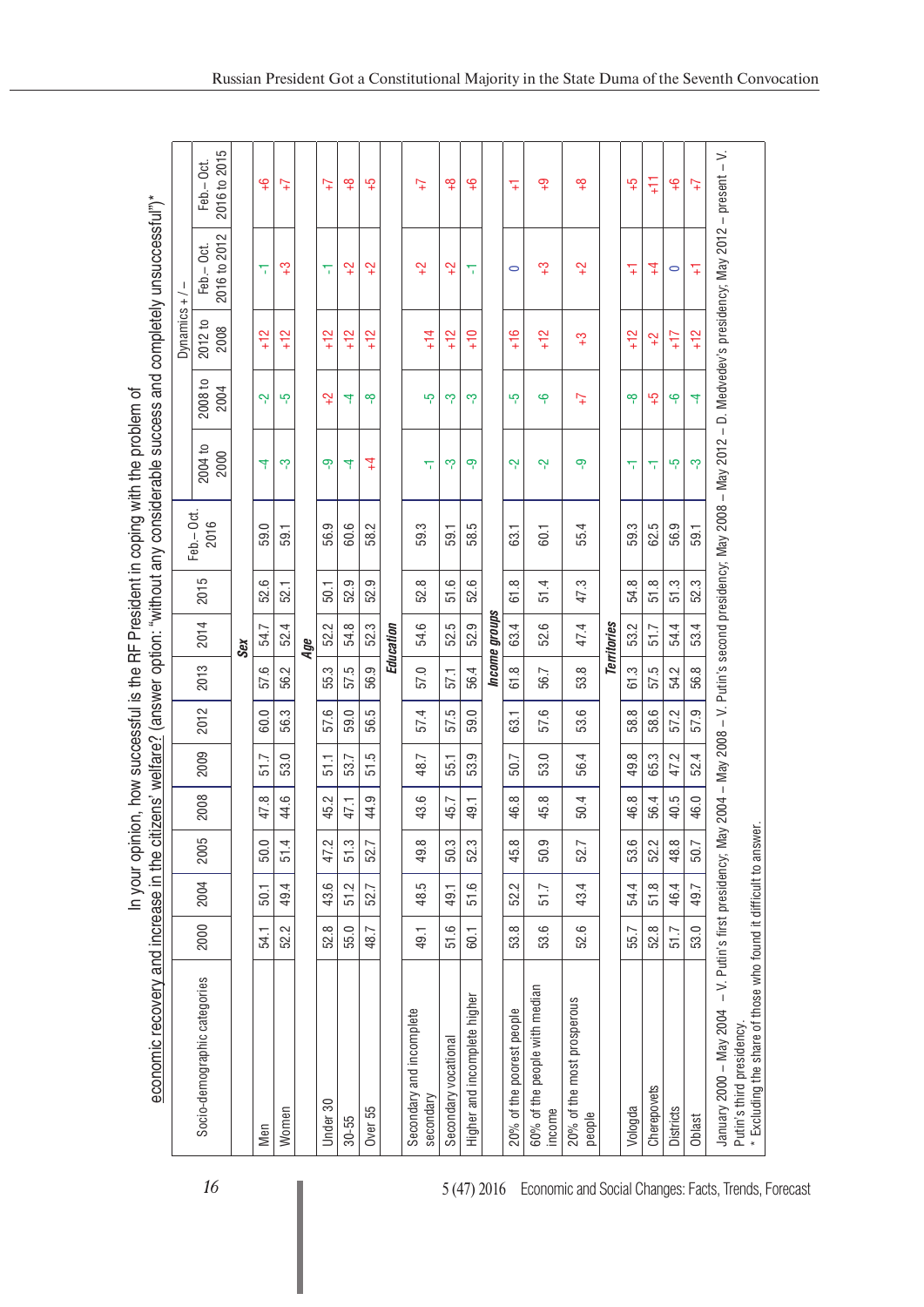In your opinion, how successful is the RF President in coping with the problem of economic recovery and increase in the citizens' welfare? (answer option: "without any considerable success and completely unsuccessful")*

| Socio-demographic categories | 2000 | 2004 | 2005 | 2008 | 2009 | 2012 | 2013 | 2014 | 2015 | Feb.– Oct. 2016 | Dynamics + / – | | | | | |
|---|---|---|---|---|---|---|---|---|---|---|---|---|---|---|---|---|
| | | | | | | | | | | | 2004 to 2000 | 2008 to 2004 | 2012 to 2008 | Feb.– Oct. 2016 to 2012 | Feb.– Oct. 2016 to 2015 |
| **Sex** | | | | | | | | | | | | | | | |
| Men | 54.1 | 50.1 | 50.0 | 47.8 | 51.7 | 60.0 | 57.6 | 54.7 | 52.6 | 59.0 | -4 | -2 | +12 | -1 | +6 |
| Women | 52.2 | 49.4 | 51.4 | 44.6 | 53.0 | 56.3 | 56.2 | 52.4 | 52.1 | 59.1 | -3 | -5 | +12 | +3 | +7 |
| **Age** | | | | | | | | | | | | | | | |
| Under 30 | 52.8 | 43.6 | 47.2 | 45.2 | 51.1 | 57.6 | 55.3 | 52.2 | 50.1 | 56.9 | -9 | +2 | +12 | -1 | +7 |
| 30-55 | 55.0 | 51.2 | 51.3 | 47.1 | 53.7 | 59.0 | 57.5 | 54.8 | 52.9 | 60.6 | -4 | -4 | +12 | +2 | +8 |
| Over 55 | 48.7 | 52.7 | 52.7 | 44.9 | 51.5 | 56.5 | 56.9 | 52.3 | 52.9 | 58.2 | +4 | -8 | +12 | +2 | +5 |
| **Education** | | | | | | | | | | | | | | | |
| Secondary and incomplete secondary | 49.1 | 48.5 | 49.8 | 43.6 | 48.7 | 57.4 | 57.0 | 54.6 | 52.8 | 59.3 | -1 | -5 | +14 | +2 | +7 |
| Secondary vocational | 51.6 | 49.1 | 50.3 | 45.7 | 55.1 | 57.5 | 57.1 | 52.5 | 51.6 | 59.1 | -3 | -3 | +12 | +2 | +8 |
| Higher and incomplete higher | 60.1 | 51.6 | 52.3 | 49.1 | 53.9 | 59.0 | 56.4 | 52.9 | 52.6 | 58.5 | -9 | -3 | +10 | -1 | +6 |
| **Income groups** | | | | | | | | | | | | | | | |
| 20% of the poorest people | 53.8 | 52.2 | 45.8 | 46.8 | 50.7 | 63.1 | 61.8 | 63.4 | 61.8 | 63.1 | -2 | -5 | +16 | 0 | +1 |
| 60% of the people with median income | 53.6 | 51.7 | 50.9 | 45.8 | 53.0 | 57.6 | 56.7 | 52.6 | 51.4 | 60.1 | -2 | -6 | +12 | +3 | +9 |
| 20% of the most prosperous people | 52.6 | 43.4 | 52.7 | 50.4 | 56.4 | 53.6 | 53.8 | 47.4 | 47.3 | 55.4 | -9 | +7 | +3 | +2 | +8 |
| **Territories** | | | | | | | | | | | | | | | |
| Vologda | 55.7 | 54.4 | 53.6 | 46.8 | 49.8 | 58.8 | 61.3 | 53.2 | 54.8 | 59.3 | -1 | -8 | +12 | +1 | +5 |
| Cherepovets | 52.8 | 51.8 | 52.2 | 56.4 | 65.3 | 58.6 | 57.5 | 51.7 | 51.8 | 62.5 | -1 | +5 | +2 | +4 | +11 |
| Districts | 51.7 | 46.4 | 48.8 | 40.5 | 47.2 | 57.2 | 54.2 | 54.4 | 51.3 | 56.9 | -5 | -6 | +17 | 0 | +6 |
| Oblast | 53.0 | 49.7 | 50.7 | 46.0 | 52.4 | 57.9 | 56.8 | 53.4 | 52.3 | 59.1 | -3 | -4 | +12 | +1 | +7 |

January 2000 – May 2004 – V. Putin's first presidency; May 2004 – May 2008 – V. Putin's second presidency; May 2008 – May 2012 – D. Medvedev's presidency; May 2012 – present – V. Putin's third presidency.

\* Excluding the share of those who found it difficult to answer.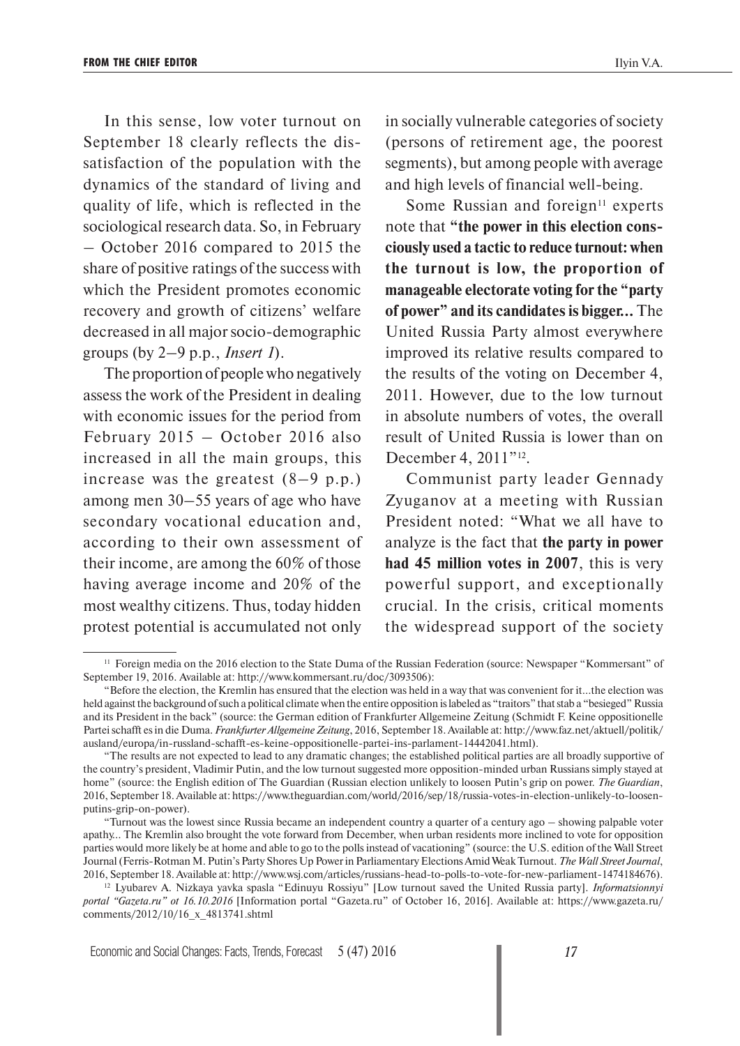In this sense, low voter turnout on September 18 clearly reflects the dissatisfaction of the population with the dynamics of the standard of living and quality of life, which is reflected in the sociological research data. So, in February – October 2016 compared to 2015 the share of positive ratings of the success with which the President promotes economic recovery and growth of citizens' welfare decreased in all major socio-demographic groups (by 2–9 p.p., *Insert 1*).

The proportion of people who negatively assess the work of the President in dealing with economic issues for the period from February 2015 – October 2016 also increased in all the main groups, this increase was the greatest (8–9 p.p.) among men 30–55 years of age who have secondary vocational education and, according to their own assessment of their income, are among the 60% of those having average income and 20% of the most wealthy citizens. Thus, today hidden protest potential is accumulated not only in socially vulnerable categories of society (persons of retirement age, the poorest segments), but among people with average and high levels of financial well-being.

Some Russian and foreign[11] experts note that **"the power in this election consciously used a tactic to reduce turnout: when the turnout is low, the proportion of manageable electorate voting for the "party of power" and its candidates is bigger...** The United Russia Party almost everywhere improved its relative results compared to the results of the voting on December 4, 2011. However, due to the low turnout in absolute numbers of votes, the overall result of United Russia is lower than on December 4, 2011"[12].

Communist party leader Gennady Zyuganov at a meeting with Russian President noted: "What we all have to analyze is the fact that **the party in power had 45 million votes in 2007**, this is very powerful support, and exceptionally crucial. In the crisis, critical moments the widespread support of the society

---

[11] Foreign media on the 2016 election to the State Duma of the Russian Federation (source: Newspaper "Kommersant" of September 19, 2016. Available at: http://www.kommersant.ru/doc/3093506):

"Before the election, the Kremlin has ensured that the election was held in a way that was convenient for it...the election was held against the background of such a political climate when the entire opposition is labeled as "traitors" that stab a "besieged" Russia and its President in the back" (source: the German edition of Frankfurter Allgemeine Zeitung (Schmidt F. Keine oppositionelle Partei schafft es in die Duma. *Frankfurter Allgemeine Zeitung*, 2016, September 18. Available at: http://www.faz.net/aktuell/politik/ausland/europa/in-russland-schafft-es-keine-oppositionelle-partei-ins-parlament-14442041.html).

"The results are not expected to lead to any dramatic changes; the established political parties are all broadly supportive of the country's president, Vladimir Putin, and the low turnout suggested more opposition-minded urban Russians simply stayed at home" (source: the English edition of The Guardian (Russian election unlikely to loosen Putin's grip on power. *The Guardian*, 2016, September 18. Available at: https://www.theguardian.com/world/2016/sep/18/russia-votes-in-election-unlikely-to-loosen-putins-grip-on-power).

"Turnout was the lowest since Russia became an independent country a quarter of a century ago – showing palpable voter apathy... The Kremlin also brought the vote forward from December, when urban residents more inclined to vote for opposition parties would more likely be at home and able to go to the polls instead of vacationing" (source: the U.S. edition of the Wall Street Journal (Ferris-Rotman M. Putin's Party Shores Up Power in Parliamentary Elections Amid Weak Turnout. *The Wall Street Journal*, 2016, September 18. Available at: http://www.wsj.com/articles/russians-head-to-polls-to-vote-for-new-parliament-1474184676).

[12] Lyubarev A. Nizkaya yavka spasla "Edinuyu Rossiyu" [Low turnout saved the United Russia party]. *Informatsionnyi portal "Gazeta.ru" ot 16.10.2016* [Information portal "Gazeta.ru" of October 16, 2016]. Available at: https://www.gazeta.ru/comments/2012/10/16_x_4813741.shtml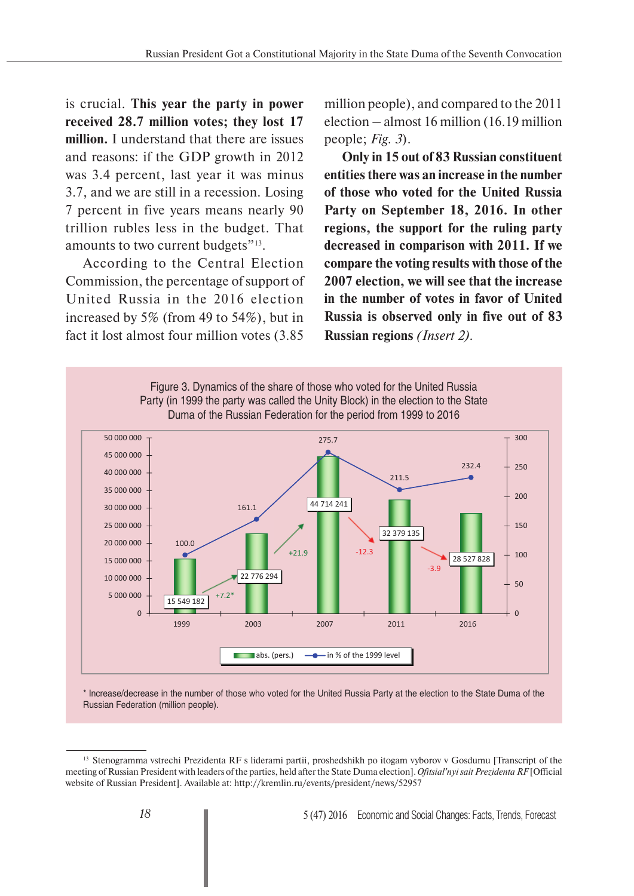is crucial. **This year the party in power received 28.7 million votes; they lost 17 million.** I understand that there are issues and reasons: if the GDP growth in 2012 was 3.4 percent, last year it was minus 3.7, and we are still in a recession. Losing 7 percent in five years means nearly 90 trillion rubles less in the budget. That amounts to two current budgets"[13].

According to the Central Election Commission, the percentage of support of United Russia in the 2016 election increased by 5% (from 49 to 54%), but in fact it lost almost four million votes (3.85 million people), and compared to the 2011 election – almost 16 million (16.19 million people; *Fig. 3*).

**Only in 15 out of 83 Russian constituent entities there was an increase in the number of those who voted for the United Russia Party on September 18, 2016. In other regions, the support for the ruling party decreased in comparison with 2011. If we compare the voting results with those of the 2007 election, we will see that the increase in the number of votes in favor of United Russia is observed only in five out of 83 Russian regions** *(Insert 2)*.

Figure 3. Dynamics of the share of those who voted for the United Russia Party (in 1999 the party was called the Unity Block) in the election to the State Duma of the Russian Federation for the period from 1999 to 2016

| Year | abs. (pers.) | in % of the 1999 level | Increase/decrease* |
|---|---|---|---|
| 1999 | 15 549 182 | 100.0 | |
| 2003 | 22 776 294 | 161.1 | +7.2* |
| 2007 | 44 714 241 | 275.7 | +21.9 |
| 2011 | 32 379 135 | 211.5 | -12.3 |
| 2016 | 28 527 828 | 232.4 | -3.9 |

\* Increase/decrease in the number of those who voted for the United Russia Party at the election to the State Duma of the Russian Federation (million people).

[13] Stenogramma vstrechi Prezidenta RF s liderami partii, proshedshikh po itogam vyborov v Gosdumu [Transcript of the meeting of Russian President with leaders of the parties, held after the State Duma election]. *Ofitsial'nyi sait Prezidenta RF* [Official website of Russian President]. Available at: http://kremlin.ru/events/president/news/52957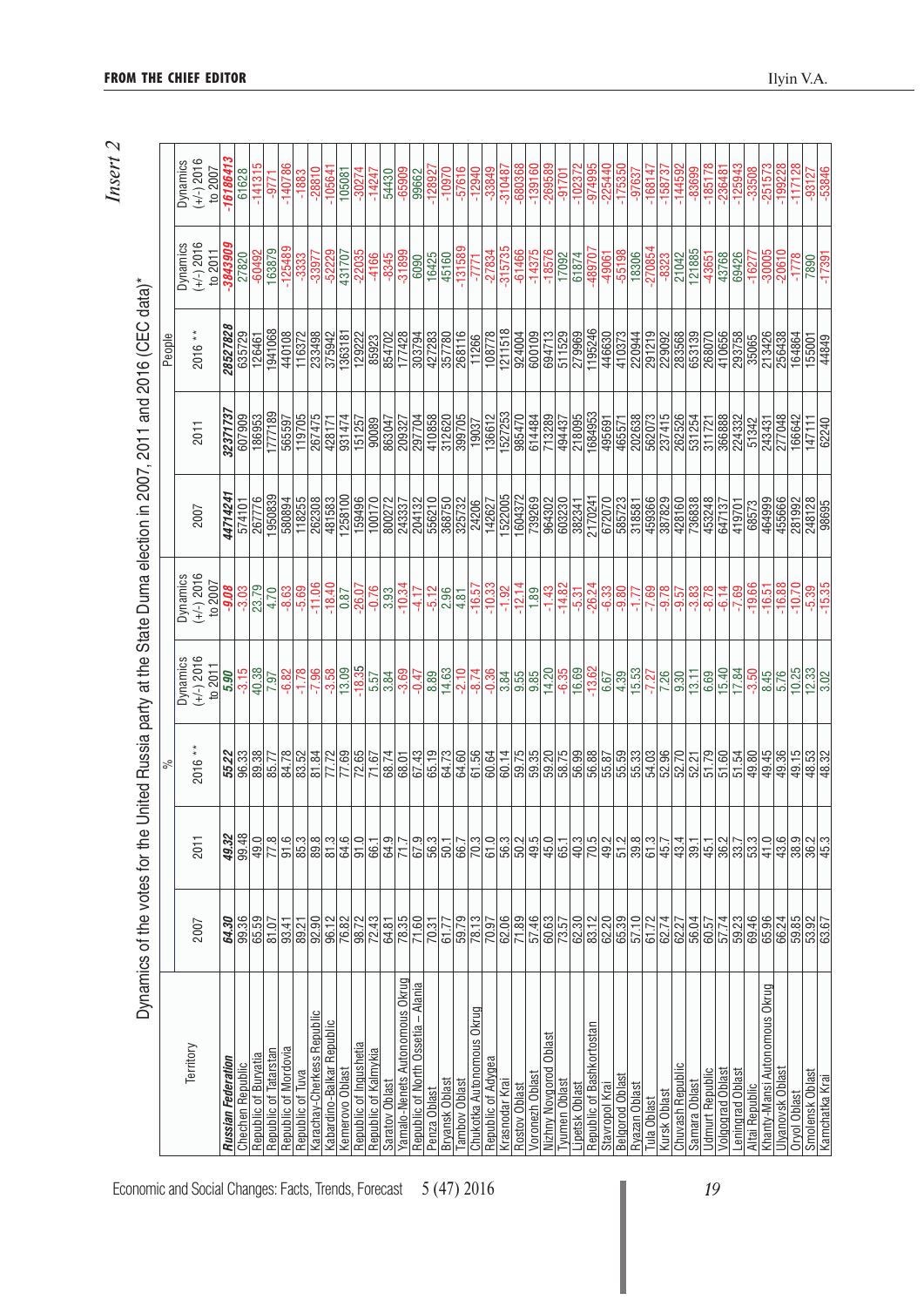*Insert 2*

Dynamics of the votes for the United Russia party at the State Duma election in 2007, 2011 and 2016 (CEC data)*

| Territory | % | | | | | People | | | | |
|---|---|---|---|---|---|---|---|---|---|---|
| | 2007 | 2011 | 2016 ** | Dynamics (+/-) 2016 to 2011 | Dynamics (+/-) 2016 to 2007 | 2007 | 2011 | 2016 ** | Dynamics (+/-) 2016 to 2011 | Dynamics (+/-) 2016 to 2007 |
| ***Russian Federation*** | ***64.30*** | ***49.32*** | ***55.22*** | ***5.90*** | ***-9.08*** | ***44714241*** | ***32371737*** | ***28527828*** | ***-3843909*** | ***-16186413*** |
| Chechen Republic | 99.36 | 99.48 | 96.33 | -3.15 | -3.03 | 574101 | 607909 | 635729 | 27820 | 61628 |
| Republic of Buryatia | 65.59 | 49.0 | 89.38 | 40.38 | 23.79 | 267776 | 186953 | 126461 | -60492 | -141315 |
| Republic of Tatarstan | 81.07 | 77.8 | 85.77 | 7.97 | 4.70 | 1950839 | 1777189 | 1941068 | 163879 | -9771 |
| Republic of Mordovia | 93.41 | 91.6 | 84.78 | -6.82 | -8.63 | 580894 | 565597 | 440108 | -125489 | -140786 |
| Republic of Tuva | 89.21 | 85.3 | 83.52 | -1.78 | -5.69 | 118255 | 119705 | 116372 | -3333 | -1883 |
| Karachay-Cherkess Republic | 92.90 | 89.8 | 81.84 | -7.96 | -11.06 | 262308 | 267475 | 233498 | -33977 | -28810 |
| Kabardino-Balkar Republic | 96.12 | 81.3 | 77.72 | -3.58 | -18.40 | 481583 | 428171 | 375942 | -52229 | -105641 |
| Kemerovo Oblast | 76.82 | 64.6 | 77.69 | 13.09 | 0.87 | 1258100 | 931474 | 1363181 | 431707 | 105081 |
| Republic of Ingushetia | 98.72 | 91.0 | 72.65 | -18.35 | -26.07 | 159496 | 151257 | 129222 | -22035 | -30274 |
| Republic of Kalmykia | 72.43 | 66.1 | 71.67 | 5.57 | -0.76 | 100170 | 90089 | 85923 | -4166 | -14247 |
| Saratov Oblast | 64.81 | 64.9 | 68.74 | 3.84 | 3.93 | 800272 | 863047 | 854702 | -8345 | 54430 |
| Yamalo-Nenets Autonomous Okrug | 78.35 | 71.7 | 68.01 | -3.69 | -10.34 | 243337 | 209327 | 177428 | -31899 | -65909 |
| Republic of North Ossetia – Alania | 71.60 | 67.9 | 67.43 | -0.47 | -4.17 | 204132 | 297704 | 303794 | 6090 | 99662 |
| Penza Oblast | 70.31 | 56.3 | 65.19 | 8.89 | -5.12 | 556210 | 410858 | 427283 | 16425 | -128927 |
| Bryansk Oblast | 61.77 | 50.1 | 64.73 | 14.63 | 2.96 | 368750 | 312620 | 357780 | 45160 | -10970 |
| Tambov Oblast | 59.79 | 66.7 | 64.60 | -2.10 | 4.81 | 325732 | 399705 | 268116 | -131589 | -57616 |
| Chukotka Autonomous Okrug | 78.13 | 70.3 | 61.56 | -8.74 | -16.57 | 24206 | 19037 | 11266 | -7771 | -12940 |
| Republic of Adygea | 70.97 | 61.0 | 60.64 | -0.36 | -10.33 | 142627 | 136612 | 108778 | -27834 | -33849 |
| Krasnodar Krai | 62.06 | 56.3 | 60.14 | 3.84 | -1.92 | 1522005 | 1527253 | 1211518 | -315735 | -310487 |
| Rostov Oblast | 71.89 | 50.2 | 59.75 | 9.55 | -12.14 | 1604372 | 985470 | 924004 | -61466 | -680368 |
| Voronezh Oblast | 57.46 | 49.5 | 59.35 | 9.85 | 1.89 | 739269 | 614484 | 600109 | -14375 | -139160 |
| Nizhny Novgorod Oblast | 60.63 | 45.0 | 59.20 | 14.20 | -1.43 | 964302 | 713289 | 694713 | -18576 | -269589 |
| Tyumen Oblast | 73.57 | 65.1 | 58.75 | -6.35 | -14.82 | 603230 | 494437 | 511529 | 17092 | -91701 |
| Lipetsk Oblast | 62.30 | 40.3 | 56.99 | 16.69 | -5.31 | 382341 | 218095 | 279969 | 61874 | -102372 |
| Republic of Bashkortostan | 83.12 | 70.5 | 56.88 | -13.62 | -26.24 | 2170241 | 1684953 | 1195246 | -489707 | -974995 |
| Stavropol Krai | 62.20 | 49.2 | 55.87 | 6.67 | -6.33 | 672070 | 495691 | 446630 | -49061 | -225440 |
| Belgorod Oblast | 65.39 | 51.2 | 55.59 | 4.39 | -9.80 | 585723 | 465571 | 410373 | -55198 | -175350 |
| Ryazan Oblast | 57.10 | 39.8 | 55.33 | 15.53 | -1.77 | 318581 | 202638 | 220944 | 18306 | -97637 |
| Tula Oblast | 61.72 | 61.3 | 54.03 | -7.27 | -7.69 | 459366 | 562073 | 291219 | -270854 | -168147 |
| Kursk Oblast | 62.74 | 45.7 | 52.96 | 7.26 | -9.78 | 387829 | 237415 | 229092 | -8323 | -158737 |
| Chuvash Republic | 62.27 | 43.4 | 52.70 | 9.30 | -9.57 | 428160 | 262526 | 283568 | 21042 | -144592 |
| Samara Oblast | 56.04 | 39.1 | 52.21 | 13.11 | -3.83 | 736838 | 531254 | 653139 | 121885 | -83699 |
| Udmurt Republic | 60.57 | 45.1 | 51.79 | 6.69 | -8.78 | 453248 | 311721 | 268070 | -43651 | -185178 |
| Volgograd Oblast | 57.74 | 36.2 | 51.60 | 15.40 | -6.14 | 647137 | 366888 | 410656 | 43768 | -236481 |
| Leningrad Oblast | 59.23 | 33.7 | 51.54 | 17.84 | -7.69 | 419701 | 224332 | 293758 | 69426 | -125943 |
| Altai Republic | 69.46 | 53.3 | 49.80 | -3.50 | -19.66 | 68573 | 51342 | 35065 | -16277 | -33508 |
| Khanty-Mansi Autonomous Okrug | 65.96 | 41.0 | 49.45 | 8.45 | -16.51 | 464999 | 243431 | 213426 | -30005 | -251573 |
| Ulyanovsk Oblast | 66.24 | 43.6 | 49.36 | 5.76 | -16.88 | 455666 | 277048 | 256438 | -20610 | -199228 |
| Oryol Oblast | 59.85 | 38.9 | 49.15 | 10.25 | -10.70 | 281992 | 166642 | 164864 | -1778 | -117128 |
| Smolensk Oblast | 53.92 | 36.2 | 48.53 | 12.33 | -5.39 | 248128 | 147111 | 155001 | 7890 | -93127 |
| Kamchatka Krai | 63.67 | 45.3 | 48.32 | 3.02 | -15.35 | 98695 | 62240 | 44849 | -17391 | -53846 |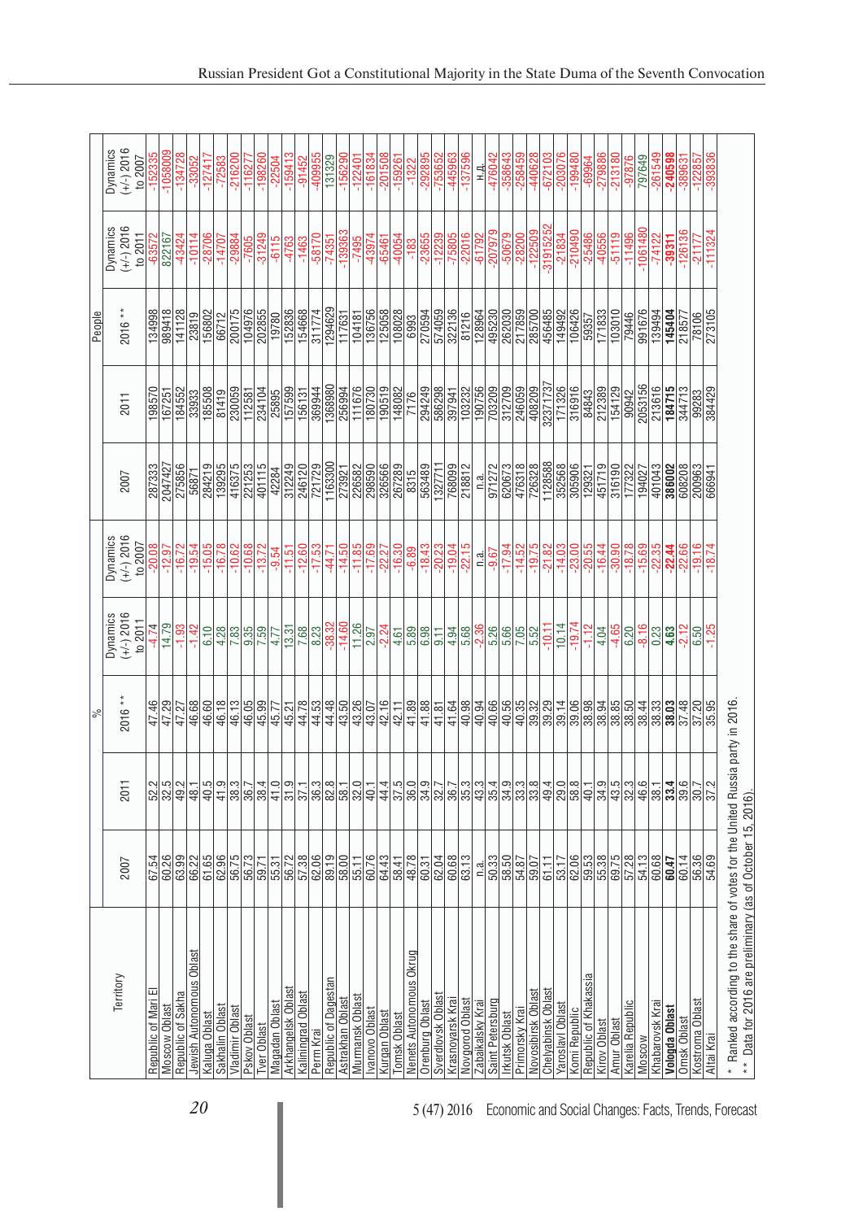| Territory | % | | | | | People | | | | |
|---|---|---|---|---|---|---|---|---|---|---|
| | 2007 | 2011 | 2016 ** | Dynamics (+/-) 2016 to 2011 | Dynamics (+/-) 2016 to 2007 | 2007 | 2011 | 2016 ** | Dynamics (+/-) 2016 to 2011 | Dynamics (+/-) 2016 to 2007 |
| Republic of Mari El | 67.54 | 52.2 | 47.46 | -4.74 | -20.08 | 287333 | 198570 | 134998 | -63572 | -152335 |
| Moscow Oblast | 60.26 | 32.5 | 47.29 | 14.79 | -12.97 | 2047427 | 167251 | 989418 | 822167 | -1058009 |
| Republic of Sakha | 63.99 | 49.2 | 47.27 | -1.93 | -16.72 | 275856 | 184552 | 141128 | -43424 | -134728 |
| Jewish Autonomous Oblast | 66.22 | 48.1 | 46.68 | -1.42 | -19.54 | 56871 | 33933 | 23819 | -10114 | -33052 |
| Kaluga Oblast | 61.65 | 40.5 | 46.60 | 6.10 | -15.05 | 284219 | 185508 | 156802 | -28706 | -127417 |
| Sakhalin Oblast | 62.96 | 41.9 | 46.18 | 4.28 | -16.78 | 139295 | 81419 | 66712 | -14707 | -72583 |
| Vladimir Oblast | 56.75 | 38.3 | 46.13 | 7.83 | -10.62 | 416375 | 230059 | 200175 | -29884 | -216200 |
| Pskov Oblast | 56.73 | 36.7 | 46.05 | 9.35 | -10.68 | 221253 | 112581 | 104976 | -7605 | -116277 |
| Tver Oblast | 59.71 | 38.4 | 45.99 | 7.59 | -13.72 | 401115 | 234104 | 202855 | -31249 | -198260 |
| Magadan Oblast | 55.31 | 41.0 | 45.77 | 4.77 | -9.54 | 42284 | 25895 | 19780 | -6115 | -22504 |
| Arkhangelsk Oblast | 56.72 | 31.9 | 45.21 | 13.31 | -11.51 | 312249 | 157599 | 152836 | -4763 | -159413 |
| Kaliningrad Oblast | 57.38 | 37.1 | 44.78 | 7.68 | -12.60 | 246120 | 156131 | 154668 | -1463 | -91452 |
| Perm Krai | 62.06 | 36.3 | 44.53 | 8.23 | -17.53 | 721729 | 369944 | 311774 | -58170 | -409955 |
| Republic of Dagestan | 89.19 | 82.8 | 44.48 | -38.32 | -44.71 | 1163300 | 1368980 | 1294629 | -74351 | 131329 |
| Astrakhan Oblast | 58.00 | 58.1 | 43.50 | -14.60 | -14.50 | 273921 | 256994 | 117631 | -139363 | -156290 |
| Murmansk Oblast | 55.11 | 32.0 | 43.26 | 11.26 | -11.85 | 226582 | 111676 | 104181 | -7495 | -122401 |
| Ivanovo Oblast | 60.76 | 40.1 | 43.07 | 2.97 | -17.69 | 298590 | 180730 | 136756 | -43974 | -161834 |
| Kurgan Oblast | 64.43 | 44.4 | 42.16 | -2.24 | -22.27 | 326566 | 190519 | 125058 | -65461 | -201508 |
| Tomsk Oblast | 58.41 | 37.5 | 42.11 | 4.61 | -16.30 | 267289 | 148082 | 108028 | -40054 | -159261 |
| Nenets Autonomous Okrug | 48.78 | 36.0 | 41.89 | 5.89 | -6.89 | 8315 | 7176 | 6993 | -183 | -1322 |
| Orenburg Oblast | 60.31 | 34.9 | 41.88 | 6.98 | -18.43 | 563489 | 294249 | 270594 | -23655 | -292895 |
| Sverdlovsk Oblast | 62.04 | 32.7 | 41.81 | 9.11 | -20.23 | 1327711 | 586298 | 574059 | -12239 | -753652 |
| Krasnoyarsk Krai | 60.68 | 36.7 | 41.64 | 4.94 | -19.04 | 768099 | 397941 | 322136 | -75805 | -445963 |
| Novgorod Oblast | 63.13 | 35.3 | 40.98 | 5.68 | -22.15 | 218812 | 103232 | 81216 | -22016 | -137596 |
| Zabaikalsky Krai | n.a. | 43.3 | 40.94 | -2.36 | n.a. | n.a. | 190756 | 128964 | -61792 | н.д. |
| Saint Petersburg | 50.33 | 35.4 | 40.66 | 5.26 | -9.67 | 971272 | 703209 | 495230 | -207979 | -476042 |
| Irkutsk Oblast | 58.50 | 34.9 | 40.56 | 5.66 | -17.94 | 620673 | 312709 | 262030 | -50679 | -358643 |
| Primorsky Krai | 54.87 | 33.3 | 40.35 | 7.05 | -14.52 | 476318 | 246059 | 217859 | -28200 | -258459 |
| Novosibirsk Oblast | 59.07 | 33.8 | 39.32 | 5.52 | -19.75 | 726328 | 408209 | 285700 | -122509 | -440628 |
| Chelyabinsk Oblast | 61.11 | 49.4 | 39.29 | -10.11 | -21.82 | 1128588 | 32371737 | 456485 | -31915252 | -672103 |
| Yaroslavl Oblast | 53.17 | 29.0 | 39.14 | 10.14 | -14.03 | 352568 | 171326 | 149492 | -21834 | -203076 |
| Komi Republic | 62.06 | 58.8 | 39.06 | -19.74 | -23.00 | 305906 | 316916 | 106426 | -210490 | -199480 |
| Republic of Khakassia | 59.53 | 40.1 | 38.98 | -1.12 | -20.55 | 129321 | 84843 | 59357 | -25486 | -69964 |
| Kirov Oblast | 55.38 | 34.9 | 38.94 | 4.04 | -16.44 | 451719 | 212389 | 171833 | -40556 | -279886 |
| Amur Oblast | 69.75 | 43.5 | 38.85 | -4.65 | -30.90 | 316190 | 154129 | 103010 | -51119 | -213180 |
| Karelia Republic | 57.28 | 32.3 | 38.50 | 6.20 | -18.78 | 177322 | 90942 | 79446 | -11496 | -97876 |
| Moscow | 54.13 | 46.6 | 38.44 | -8.16 | -15.69 | 194027 | 2053156 | 991676 | -1061480 | 797649 |
| Khabarovsk Krai | 60.68 | 38.1 | 38.33 | 0.23 | -22.35 | 401043 | 213616 | 139494 | -74122 | -261549 |
| **Vologda Oblast** | **60.47** | **33.4** | **38.03** | **4.63** | **-22.44** | **386002** | **184715** | **145404** | **-39311** | **-240598** |
| Omsk Oblast | 60.14 | 39.6 | 37.48 | -2.12 | -22.66 | 608208 | 344713 | 218577 | -126136 | -389631 |
| Kostroma Oblast | 56.36 | 30.7 | 37.20 | 6.50 | -19.16 | 200963 | 99283 | 78106 | -21177 | -122857 |
| Altai Krai | 54.69 | 37.2 | 35.95 | -1.25 | -18.74 | 666941 | 384429 | 273105 | -111324 | -393836 |

\* Ranked according to the share of votes for the United Russia party in 2016.

\*\* Data for 2016 are preliminary (as of October 15, 2016).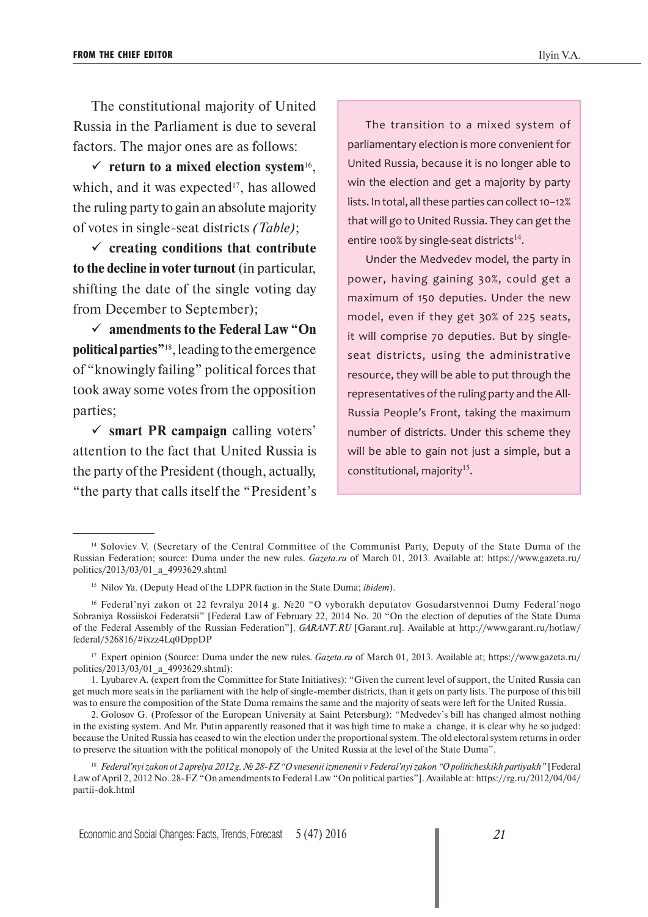The constitutional majority of United Russia in the Parliament is due to several factors. The major ones are as follows:

✓ **return to a mixed election system**[16], which, and it was expected[17], has allowed the ruling party to gain an absolute majority of votes in single-seat districts *(Table)*;

✓ **creating conditions that contribute to the decline in voter turnout** (in particular, shifting the date of the single voting day from December to September);

✓ **amendments to the Federal Law "On political parties"**[18], leading to the emergence of "knowingly failing" political forces that took away some votes from the opposition parties;

✓ **smart PR campaign** calling voters' attention to the fact that United Russia is the party of the President (though, actually, "the party that calls itself the "President's

> The transition to a mixed system of parliamentary election is more convenient for United Russia, because it is no longer able to win the election and get a majority by party lists. In total, all these parties can collect 10–12% that will go to United Russia. They can get the entire 100% by single-seat districts[14].
>
> Under the Medvedev model, the party in power, having gaining 30%, could get a maximum of 150 deputies. Under the new model, even if they get 30% of 225 seats, it will comprise 70 deputies. But by single-seat districts, using the administrative resource, they will be able to put through the representatives of the ruling party and the All-Russia People's Front, taking the maximum number of districts. Under this scheme they will be able to gain not just a simple, but a constitutional, majority[15].

---

[14] Soloviev V. (Secretary of the Central Committee of the Communist Party, Deputy of the State Duma of the Russian Federation; source: Duma under the new rules. *Gazeta.ru* of March 01, 2013. Available at: https://www.gazeta.ru/politics/2013/03/01_a_4993629.shtml

[15] Nilov Ya. (Deputy Head of the LDPR faction in the State Duma; *ibidem*).

[16] Federal'nyi zakon ot 22 fevralya 2014 g. №20 "O vyborakh deputatov Gosudarstvennoi Dumy Federal'nogo Sobraniya Rossiiskoi Federatsii" [Federal Law of February 22, 2014 No. 20 "On the election of deputies of the State Duma of the Federal Assembly of the Russian Federation"]. *GARANT.RU* [Garant.ru]. Available at http://www.garant.ru/hotlaw/federal/526816/#ixzz4Lq0DppDP

[17] Expert opinion (Source: Duma under the new rules. *Gazeta.ru* of March 01, 2013. Available at; https://www.gazeta.ru/politics/2013/03/01_a_4993629.shtml):

1. Lyubarev A. (expert from the Committee for State Initiatives): "Given the current level of support, the United Russia can get much more seats in the parliament with the help of single-member districts, than it gets on party lists. The purpose of this bill was to ensure the composition of the State Duma remains the same and the majority of seats were left for the United Russia.

2. Golosov G. (Professor of the European University at Saint Petersburg): "Medvedev's bill has changed almost nothing in the existing system. And Mr. Putin apparently reasoned that it was high time to make a change, it is clear why he so judged: because the United Russia has ceased to win the election under the proportional system. The old electoral system returns in order to preserve the situation with the political monopoly of the United Russia at the level of the State Duma".

[18] *Federal'nyi zakon ot 2 aprelya 2012 g. № 28-FZ "O vnesenii izmenenii v Federal'nyi zakon "O politicheskikh partiyakh"* [Federal Law of April 2, 2012 No. 28-FZ "On amendments to Federal Law "On political parties"]. Available at: https://rg.ru/2012/04/04/partii-dok.html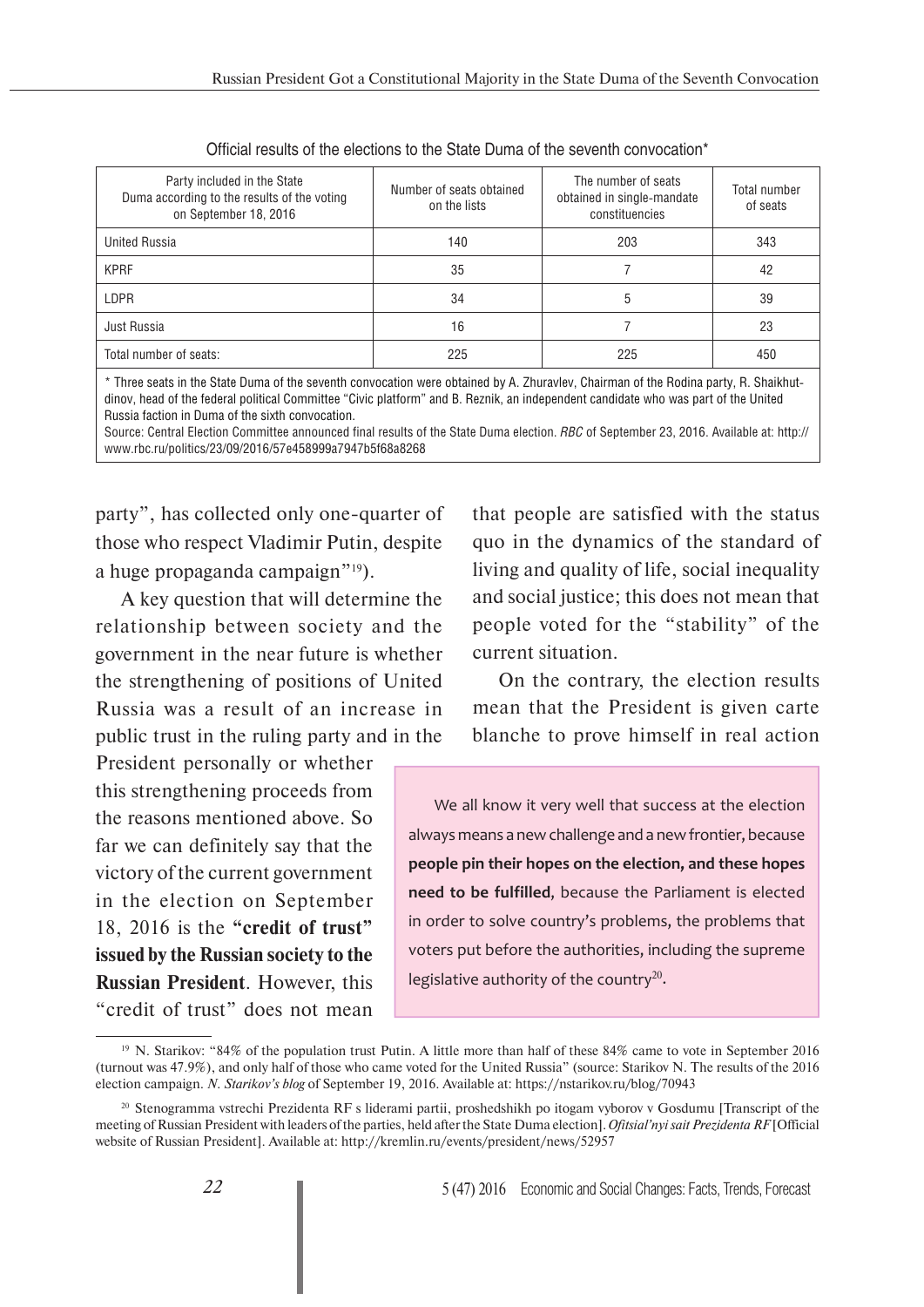Official results of the elections to the State Duma of the seventh convocation*

| Party included in the State Duma according to the results of the voting on September 18, 2016 | Number of seats obtained on the lists | The number of seats obtained in single-mandate constituencies | Total number of seats |
|---|---|---|---|
| United Russia | 140 | 203 | 343 |
| KPRF | 35 | 7 | 42 |
| LDPR | 34 | 5 | 39 |
| Just Russia | 16 | 7 | 23 |
| Total number of seats: | 225 | 225 | 450 |

* Three seats in the State Duma of the seventh convocation were obtained by A. Zhuravlev, Chairman of the Rodina party, R. Shaikhutdinov, head of the federal political Committee "Civic platform" and B. Reznik, an independent candidate who was part of the United Russia faction in Duma of the sixth convocation.

Source: Central Election Committee announced final results of the State Duma election. *RBC* of September 23, 2016. Available at: http://www.rbc.ru/politics/23/09/2016/57e458999a7947b5f68a8268

party", has collected only one-quarter of those who respect Vladimir Putin, despite a huge propaganda campaign"[19]).

A key question that will determine the relationship between society and the government in the near future is whether the strengthening of positions of United Russia was a result of an increase in public trust in the ruling party and in the President personally or whether this strengthening proceeds from the reasons mentioned above. So far we can definitely say that the victory of the current government in the election on September 18, 2016 is the **"credit of trust" issued by the Russian society to the Russian President**. However, this "credit of trust" does not mean that people are satisfied with the status quo in the dynamics of the standard of living and quality of life, social inequality and social justice; this does not mean that people voted for the "stability" of the current situation.

On the contrary, the election results mean that the President is given carte blanche to prove himself in real action

> We all know it very well that success at the election always means a new challenge and a new frontier, because **people pin their hopes on the election, and these hopes need to be fulfilled**, because the Parliament is elected in order to solve country's problems, the problems that voters put before the authorities, including the supreme legislative authority of the country[20].

[19] N. Starikov: "84% of the population trust Putin. A little more than half of these 84% came to vote in September 2016 (turnout was 47.9%), and only half of those who came voted for the United Russia" (source: Starikov N. The results of the 2016 election campaign. *N. Starikov's blog* of September 19, 2016. Available at: https://nstarikov.ru/blog/70943

[20] Stenogramma vstrechi Prezidenta RF s liderami partii, proshedshikh po itogam vyborov v Gosdumu [Transcript of the meeting of Russian President with leaders of the parties, held after the State Duma election]. *Ofitsial'nyi sait Prezidenta RF* [Official website of Russian President]. Available at: http://kremlin.ru/events/president/news/52957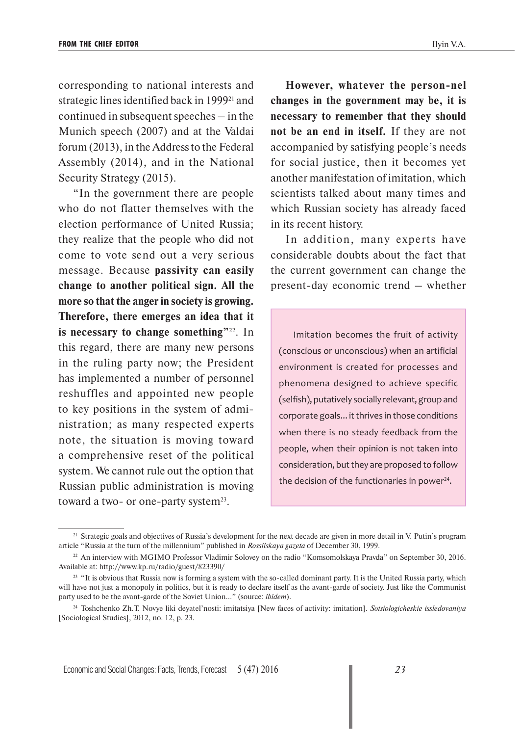corresponding to national interests and strategic lines identified back in 1999[21] and continued in subsequent speeches – in the Munich speech (2007) and at the Valdai forum (2013), in the Address to the Federal Assembly (2014), and in the National Security Strategy (2015).

"In the government there are people who do not flatter themselves with the election performance of United Russia; they realize that the people who did not come to vote send out a very serious message. Because **passivity can easily change to another political sign. All the more so that the anger in society is growing. Therefore, there emerges an idea that it is necessary to change something"**[22]. In this regard, there are many new persons in the ruling party now; the President has implemented a number of personnel reshuffles and appointed new people to key positions in the system of administration; as many respected experts note, the situation is moving toward a comprehensive reset of the political system. We cannot rule out the option that Russian public administration is moving toward a two- or one-party system[23].

**However, whatever the person-nel changes in the government may be, it is necessary to remember that they should not be an end in itself.** If they are not accompanied by satisfying people's needs for social justice, then it becomes yet another manifestation of imitation, which scientists talked about many times and which Russian society has already faced in its recent history.

In addition, many experts have considerable doubts about the fact that the current government can change the present-day economic trend – whether

> Imitation becomes the fruit of activity (conscious or unconscious) when an artificial environment is created for processes and phenomena designed to achieve specific (selfish), putatively socially relevant, group and corporate goals... it thrives in those conditions when there is no steady feedback from the people, when their opinion is not taken into consideration, but they are proposed to follow the decision of the functionaries in power[24].

---

[21] Strategic goals and objectives of Russia's development for the next decade are given in more detail in V. Putin's program article "Russia at the turn of the millennium" published in *Rossiiskaya gazeta* of December 30, 1999.

[22] An interview with MGIMO Professor Vladimir Solovey on the radio "Komsomolskaya Pravda" on September 30, 2016. Available at: http://www.kp.ru/radio/guest/823390/

[23] "It is obvious that Russia now is forming a system with the so-called dominant party. It is the United Russia party, which will have not just a monopoly in politics, but it is ready to declare itself as the avant-garde of society. Just like the Communist party used to be the avant-garde of the Soviet Union..." (source: *ibidem*).

[24] Toshchenko Zh.T. Novye liki deyatel'nosti: imitatsiya [New faces of activity: imitation]. *Sotsiologicheskie issledovaniya* [Sociological Studies], 2012, no. 12, p. 23.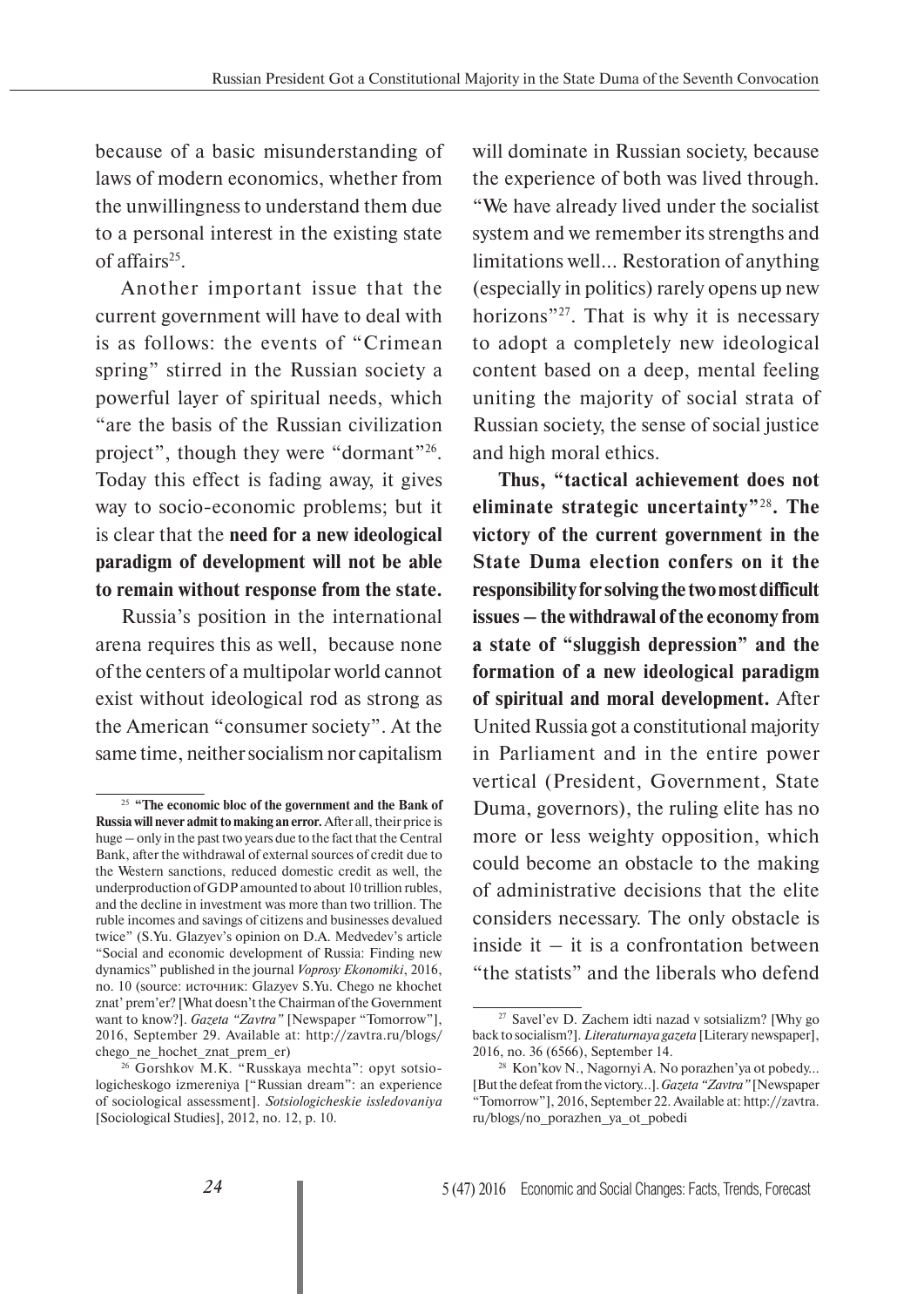because of a basic misunderstanding of laws of modern economics, whether from the unwillingness to understand them due to a personal interest in the existing state of affairs[25].

Another important issue that the current government will have to deal with is as follows: the events of "Crimean spring" stirred in the Russian society a powerful layer of spiritual needs, which "are the basis of the Russian civilization project", though they were "dormant"[26]. Today this effect is fading away, it gives way to socio-economic problems; but it is clear that the **need for a new ideological paradigm of development will not be able to remain without response from the state.**

Russia's position in the international arena requires this as well, because none of the centers of a multipolar world cannot exist without ideological rod as strong as the American "consumer society". At the same time, neither socialism nor capitalism will dominate in Russian society, because the experience of both was lived through. "We have already lived under the socialist system and we remember its strengths and limitations well... Restoration of anything (especially in politics) rarely opens up new horizons"[27]. That is why it is necessary to adopt a completely new ideological content based on a deep, mental feeling uniting the majority of social strata of Russian society, the sense of social justice and high moral ethics.

**Thus, "tactical achievement does not eliminate strategic uncertainty"[28]. The victory of the current government in the State Duma election confers on it the responsibility for solving the two most difficult issues – the withdrawal of the economy from a state of "sluggish depression" and the formation of a new ideological paradigm of spiritual and moral development.** After United Russia got a constitutional majority in Parliament and in the entire power vertical (President, Government, State Duma, governors), the ruling elite has no more or less weighty opposition, which could become an obstacle to the making of administrative decisions that the elite considers necessary. The only obstacle is inside it – it is a confrontation between "the statists" and the liberals who defend

---

[25] **"The economic bloc of the government and the Bank of Russia will never admit to making an error.** After all, their price is huge – only in the past two years due to the fact that the Central Bank, after the withdrawal of external sources of credit due to the Western sanctions, reduced domestic credit as well, the underproduction of GDP amounted to about 10 trillion rubles, and the decline in investment was more than two trillion. The ruble incomes and savings of citizens and businesses devalued twice" (S.Yu. Glazyev's opinion on D.A. Medvedev's article "Social and economic development of Russia: Finding new dynamics" published in the journal *Voprosy Ekonomiki*, 2016, no. 10 (source: источник: Glazyev S.Yu. Chego ne khochet znat' prem'er? [What doesn't the Chairman of the Government want to know?]. *Gazeta "Zavtra"* [Newspaper "Tomorrow"], 2016, September 29. Available at: http://zavtra.ru/blogs/chego_ne_hochet_znat_prem_er)

[26] Gorshkov M.K. "Russkaya mechta": opyt sotsiologicheskogo izmereniya ["Russian dream": an experience of sociological assessment]. *Sotsiologicheskie issledovaniya* [Sociological Studies], 2012, no. 12, p. 10.

[27] Savel'ev D. Zachem idti nazad v sotsializm? [Why go back to socialism?]. *Literaturnaya gazeta* [Literary newspaper], 2016, no. 36 (6566), September 14.

[28] Kon'kov N., Nagornyi A. No porazhen'ya ot pobedy... [But the defeat from the victory...]. *Gazeta "Zavtra"* [Newspaper "Tomorrow"], 2016, September 22. Available at: http://zavtra.ru/blogs/no_porazhen_ya_ot_pobedi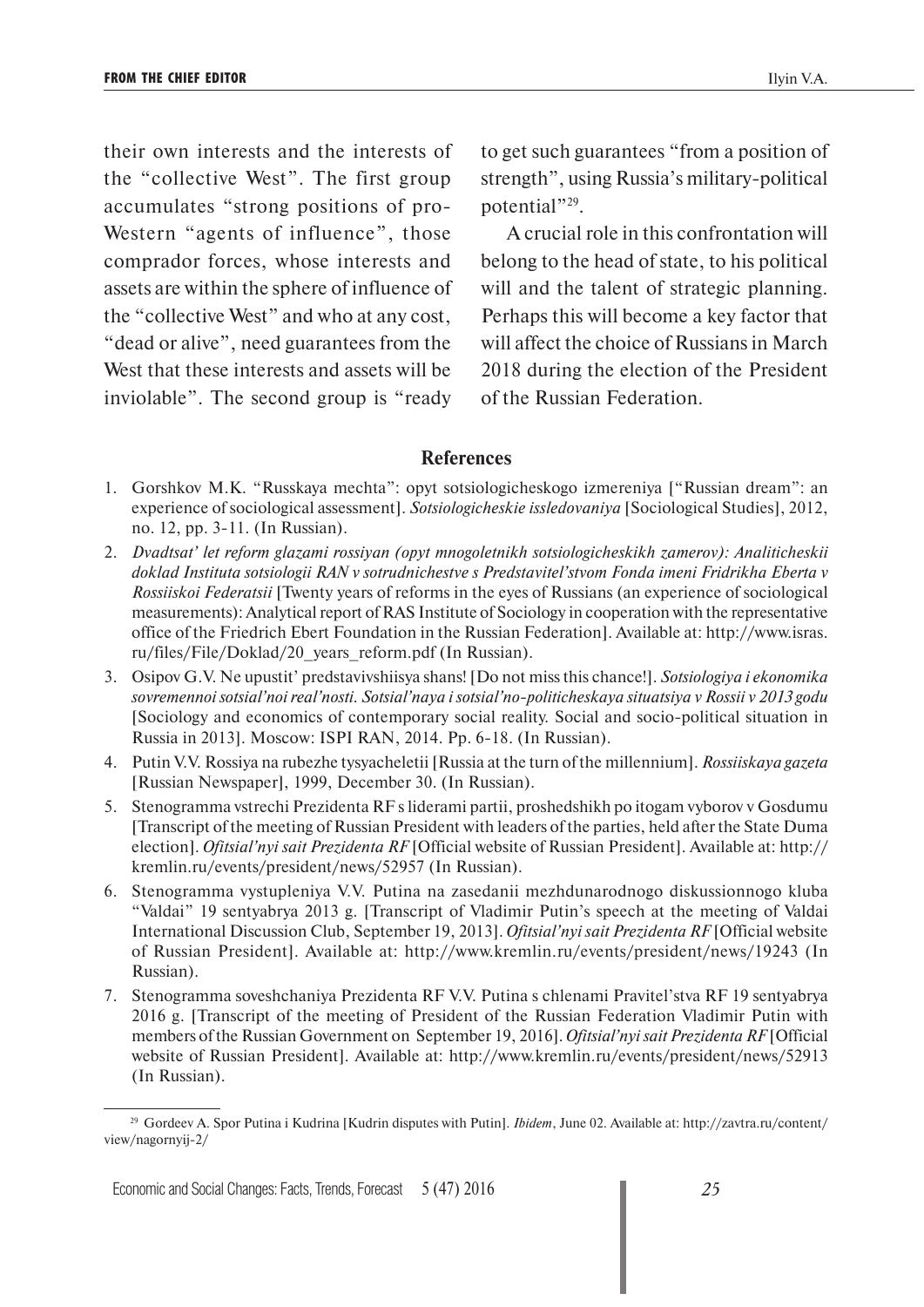their own interests and the interests of the "collective West". The first group accumulates "strong positions of pro-Western "agents of influence", those comprador forces, whose interests and assets are within the sphere of influence of the "collective West" and who at any cost, "dead or alive", need guarantees from the West that these interests and assets will be inviolable". The second group is "ready to get such guarantees "from a position of strength", using Russia's military-political potential"[29].

A crucial role in this confrontation will belong to the head of state, to his political will and the talent of strategic planning. Perhaps this will become a key factor that will affect the choice of Russians in March 2018 during the election of the President of the Russian Federation.

## References

1. Gorshkov M.K. "Russkaya mechta": opyt sotsiologicheskogo izmereniya ["Russian dream": an experience of sociological assessment]. *Sotsiologicheskie issledovaniya* [Sociological Studies], 2012, no. 12, pp. 3-11. (In Russian).
2. *Dvadtsat' let reform glazami rossiyan (opyt mnogoletnikh sotsiologicheskikh zamerov): Analiticheskii doklad Instituta sotsiologii RAN v sotrudnichestve s Predstavitel'stvom Fonda imeni Fridrikha Eberta v Rossiiskoi Federatsii* [Twenty years of reforms in the eyes of Russians (an experience of sociological measurements): Analytical report of RAS Institute of Sociology in cooperation with the representative office of the Friedrich Ebert Foundation in the Russian Federation]. Available at: http://www.isras.ru/files/File/Doklad/20_years_reform.pdf (In Russian).
3. Osipov G.V. Ne upustit' predstavivshiisya shans! [Do not miss this chance!]. *Sotsiologiya i ekonomika sovremennoi sotsial'noi real'nosti. Sotsial'naya i sotsial'no-politicheskaya situatsiya v Rossii v 2013 godu* [Sociology and economics of contemporary social reality. Social and socio-political situation in Russia in 2013]. Moscow: ISPI RAN, 2014. Pp. 6-18. (In Russian).
4. Putin V.V. Rossiya na rubezhe tysyacheletii [Russia at the turn of the millennium]. *Rossiiskaya gazeta* [Russian Newspaper], 1999, December 30. (In Russian).
5. Stenogramma vstrechi Prezidenta RF s liderami partii, proshedshikh po itogam vyborov v Gosdumu [Transcript of the meeting of Russian President with leaders of the parties, held after the State Duma election]. *Ofitsial'nyi sait Prezidenta RF* [Official website of Russian President]. Available at: http://kremlin.ru/events/president/news/52957 (In Russian).
6. Stenogramma vystupleniya V.V. Putina na zasedanii mezhdunarodnogo diskussionnogo kluba "Valdai" 19 sentyabrya 2013 g. [Transcript of Vladimir Putin's speech at the meeting of Valdai International Discussion Club, September 19, 2013]. *Ofitsial'nyi sait Prezidenta RF* [Official website of Russian President]. Available at: http://www.kremlin.ru/events/president/news/19243 (In Russian).
7. Stenogramma soveshchaniya Prezidenta RF V.V. Putina s chlenami Pravitel'stva RF 19 sentyabrya 2016 g. [Transcript of the meeting of President of the Russian Federation Vladimir Putin with members of the Russian Government on September 19, 2016]. *Ofitsial'nyi sait Prezidenta RF* [Official website of Russian President]. Available at: http://www.kremlin.ru/events/president/news/52913 (In Russian).

[29] Gordeev A. Spor Putina i Kudrina [Kudrin disputes with Putin]. *Ibidem*, June 02. Available at: http://zavtra.ru/content/view/nagornyij-2/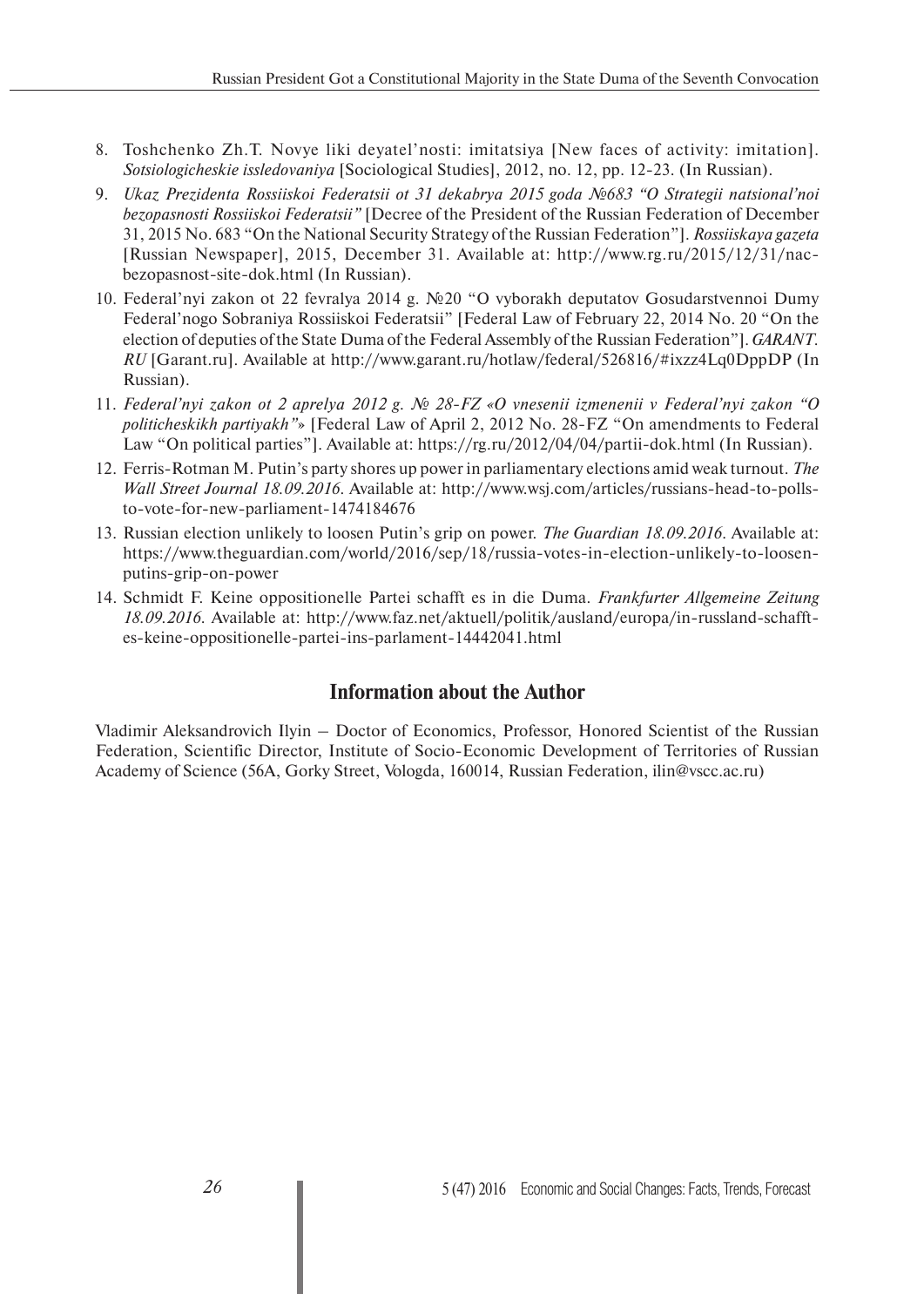8. Toshchenko Zh.T. Novye liki deyatel'nosti: imitatsiya [New faces of activity: imitation]. *Sotsiologicheskie issledovaniya* [Sociological Studies], 2012, no. 12, pp. 12-23. (In Russian).
9. *Ukaz Prezidenta Rossiiskoi Federatsii ot 31 dekabrya 2015 goda №683 "O Strategii natsional'noi bezopasnosti Rossiiskoi Federatsii"* [Decree of the President of the Russian Federation of December 31, 2015 No. 683 "On the National Security Strategy of the Russian Federation"]. *Rossiiskaya gazeta* [Russian Newspaper], 2015, December 31. Available at: http://www.rg.ru/2015/12/31/nac-bezopasnost-site-dok.html (In Russian).
10. Federal'nyi zakon ot 22 fevralya 2014 g. №20 "O vyborakh deputatov Gosudarstvennoi Dumy Federal'nogo Sobraniya Rossiiskoi Federatsii" [Federal Law of February 22, 2014 No. 20 "On the election of deputies of the State Duma of the Federal Assembly of the Russian Federation"]. *GARANT. RU* [Garant.ru]. Available at http://www.garant.ru/hotlaw/federal/526816/#ixzz4Lq0DppDP (In Russian).
11. *Federal'nyi zakon ot 2 aprelya 2012 g. № 28-FZ «O vnesenii izmenenii v Federal'nyi zakon "O politicheskikh partiyakh"»* [Federal Law of April 2, 2012 No. 28-FZ "On amendments to Federal Law "On political parties"]. Available at: https://rg.ru/2012/04/04/partii-dok.html (In Russian).
12. Ferris-Rotman M. Putin's party shores up power in parliamentary elections amid weak turnout. *The Wall Street Journal 18.09.2016*. Available at: http://www.wsj.com/articles/russians-head-to-polls-to-vote-for-new-parliament-1474184676
13. Russian election unlikely to loosen Putin's grip on power. *The Guardian 18.09.2016*. Available at: https://www.theguardian.com/world/2016/sep/18/russia-votes-in-election-unlikely-to-loosen-putins-grip-on-power
14. Schmidt F. Keine oppositionelle Partei schafft es in die Duma. *Frankfurter Allgemeine Zeitung 18.09.2016*. Available at: http://www.faz.net/aktuell/politik/ausland/europa/in-russland-schafft-es-keine-oppositionelle-partei-ins-parlament-14442041.html

## Information about the Author

Vladimir Aleksandrovich Ilyin – Doctor of Economics, Professor, Honored Scientist of the Russian Federation, Scientific Director, Institute of Socio-Economic Development of Territories of Russian Academy of Science (56A, Gorky Street, Vologda, 160014, Russian Federation, ilin@vscc.ac.ru)